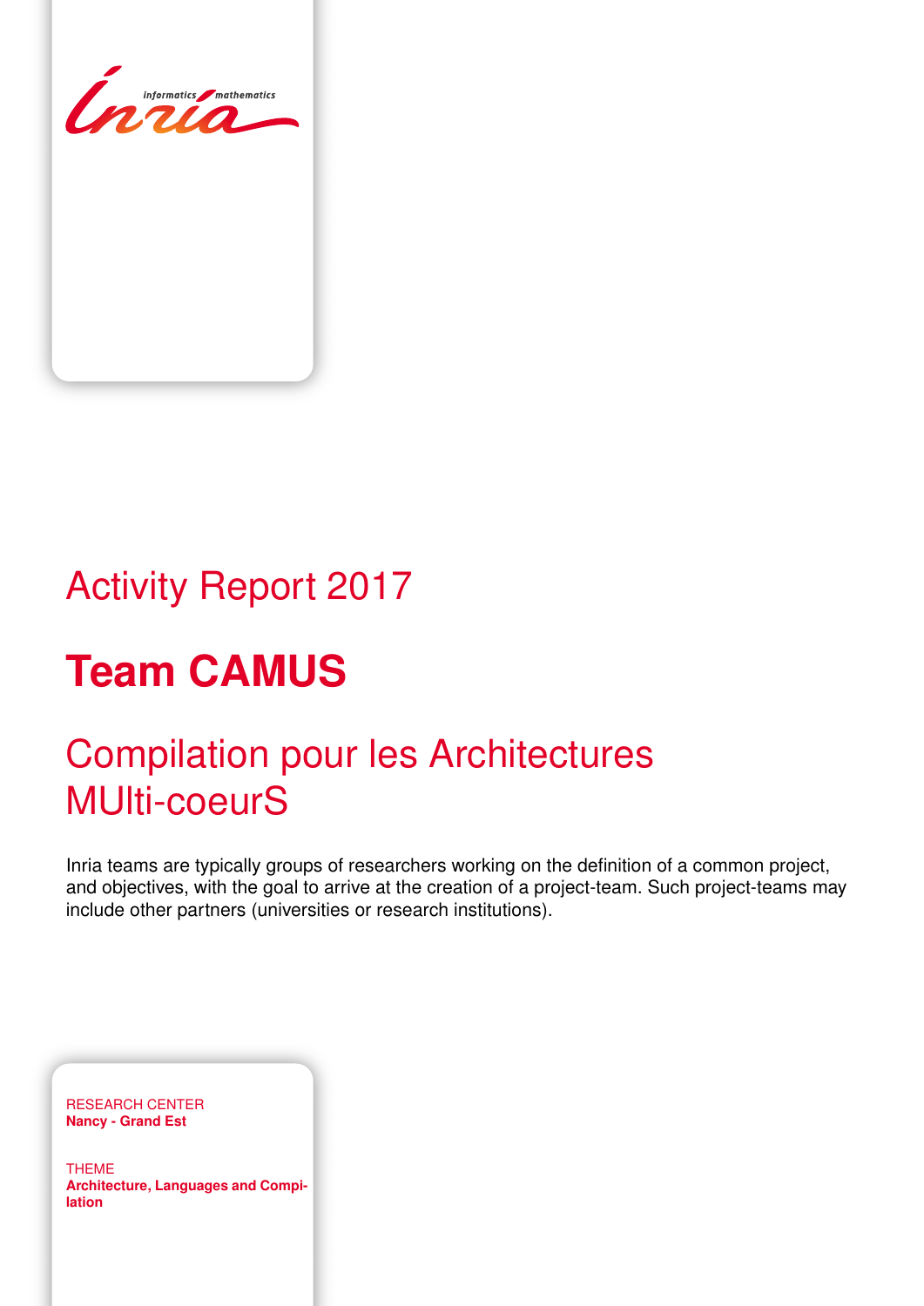Activity Report 2017

# Team CAMUS

## Compilation pour les Architectures MUlti-coeurS

Inria teams are typically groups of researchers working on the definition of a common project, and objectives, with the goal to arrive at the creation of a project-team. Such project-teams may include other partners (universities or research institutions).

RESEARCH CENTER
**Nancy - Grand Est**

THEME
**Architecture, Languages and Compilation**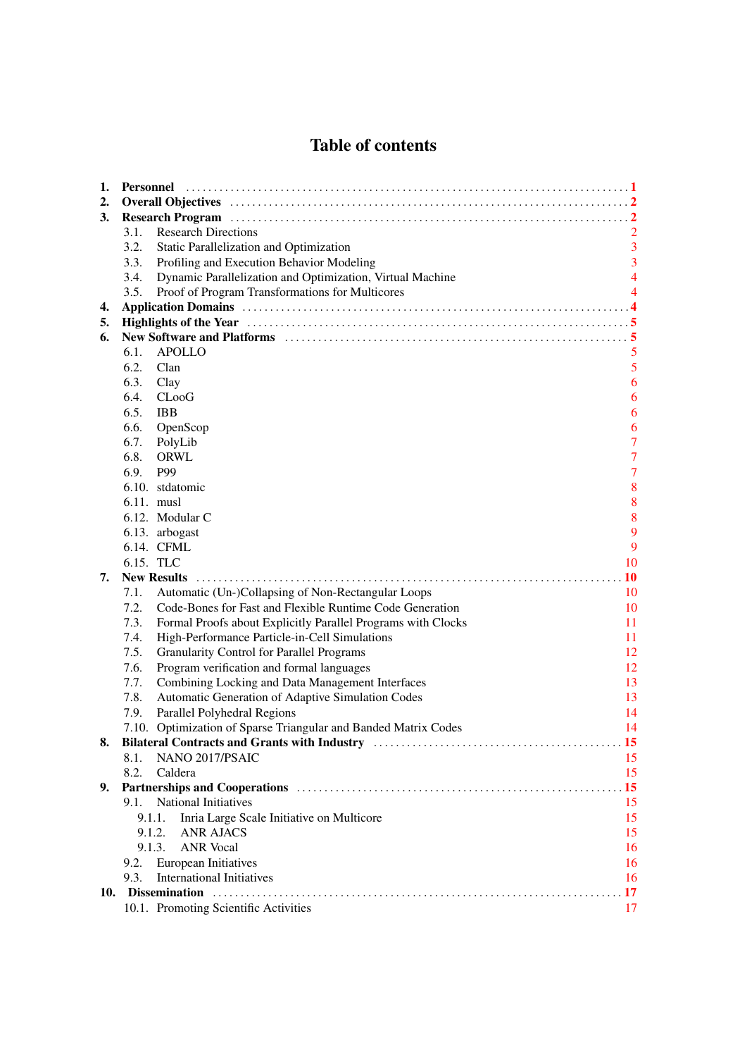# Table of contents

**1. Personnel** .......... **1**

**2. Overall Objectives** .......... **2**

**3. Research Program** .......... **2**

- 3.1. Research Directions 2
- 3.2. Static Parallelization and Optimization 3
- 3.3. Profiling and Execution Behavior Modeling 3
- 3.4. Dynamic Parallelization and Optimization, Virtual Machine 4
- 3.5. Proof of Program Transformations for Multicores 4

**4. Application Domains** .......... **4**

**5. Highlights of the Year** .......... **5**

**6. New Software and Platforms** .......... **5**

- 6.1. APOLLO 5
- 6.2. Clan 5
- 6.3. Clay 6
- 6.4. CLooG 6
- 6.5. IBB 6
- 6.6. OpenScop 6
- 6.7. PolyLib 7
- 6.8. ORWL 7
- 6.9. P99 7
- 6.10. stdatomic 8
- 6.11. musl 8
- 6.12. Modular C 8
- 6.13. arbogast 9
- 6.14. CFML 9
- 6.15. TLC 10

**7. New Results** .......... **10**

- 7.1. Automatic (Un-)Collapsing of Non-Rectangular Loops 10
- 7.2. Code-Bones for Fast and Flexible Runtime Code Generation 10
- 7.3. Formal Proofs about Explicitly Parallel Programs with Clocks 11
- 7.4. High-Performance Particle-in-Cell Simulations 11
- 7.5. Granularity Control for Parallel Programs 12
- 7.6. Program verification and formal languages 12
- 7.7. Combining Locking and Data Management Interfaces 13
- 7.8. Automatic Generation of Adaptive Simulation Codes 13
- 7.9. Parallel Polyhedral Regions 14
- 7.10. Optimization of Sparse Triangular and Banded Matrix Codes 14

**8. Bilateral Contracts and Grants with Industry** .......... **15**

- 8.1. NANO 2017/PSAIC 15
- 8.2. Caldera 15

**9. Partnerships and Cooperations** .......... **15**

- 9.1. National Initiatives 15
  - 9.1.1. Inria Large Scale Initiative on Multicore 15
  - 9.1.2. ANR AJACS 15
  - 9.1.3. ANR Vocal 16
- 9.2. European Initiatives 16
- 9.3. International Initiatives 16

**10. Dissemination** .......... **17**

- 10.1. Promoting Scientific Activities 17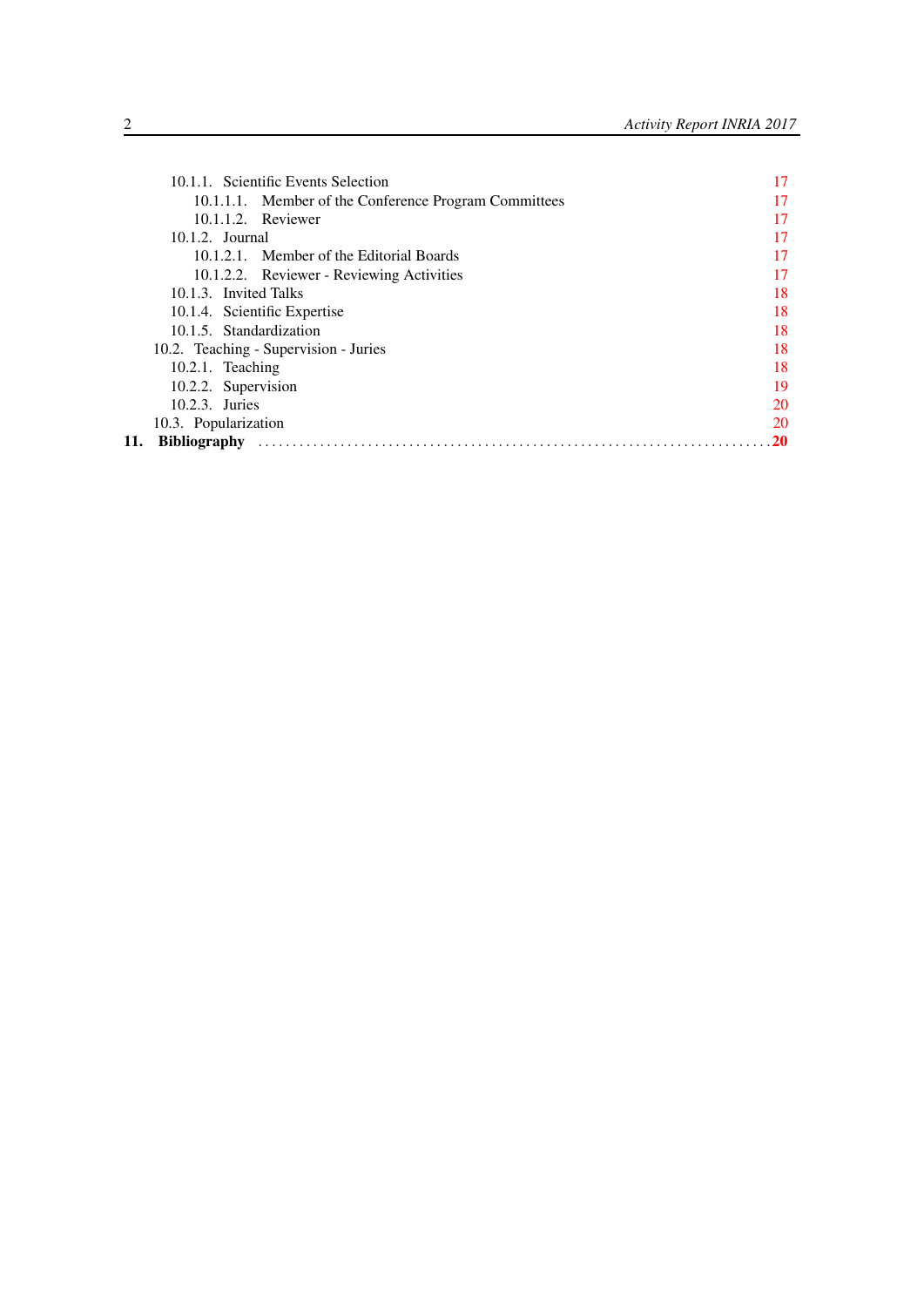10.1.1. Scientific Events Selection 17
 10.1.1.1. Member of the Conference Program Committees 17
 10.1.1.2. Reviewer 17
10.1.2. Journal 17
 10.1.2.1. Member of the Editorial Boards 17
 10.1.2.2. Reviewer - Reviewing Activities 17
10.1.3. Invited Talks 18
10.1.4. Scientific Expertise 18
10.1.5. Standardization 18
10.2. Teaching - Supervision - Juries 18
10.2.1. Teaching 18
10.2.2. Supervision 19
10.2.3. Juries 20
10.3. Popularization 20

**11. Bibliography** ........................................................................ **20**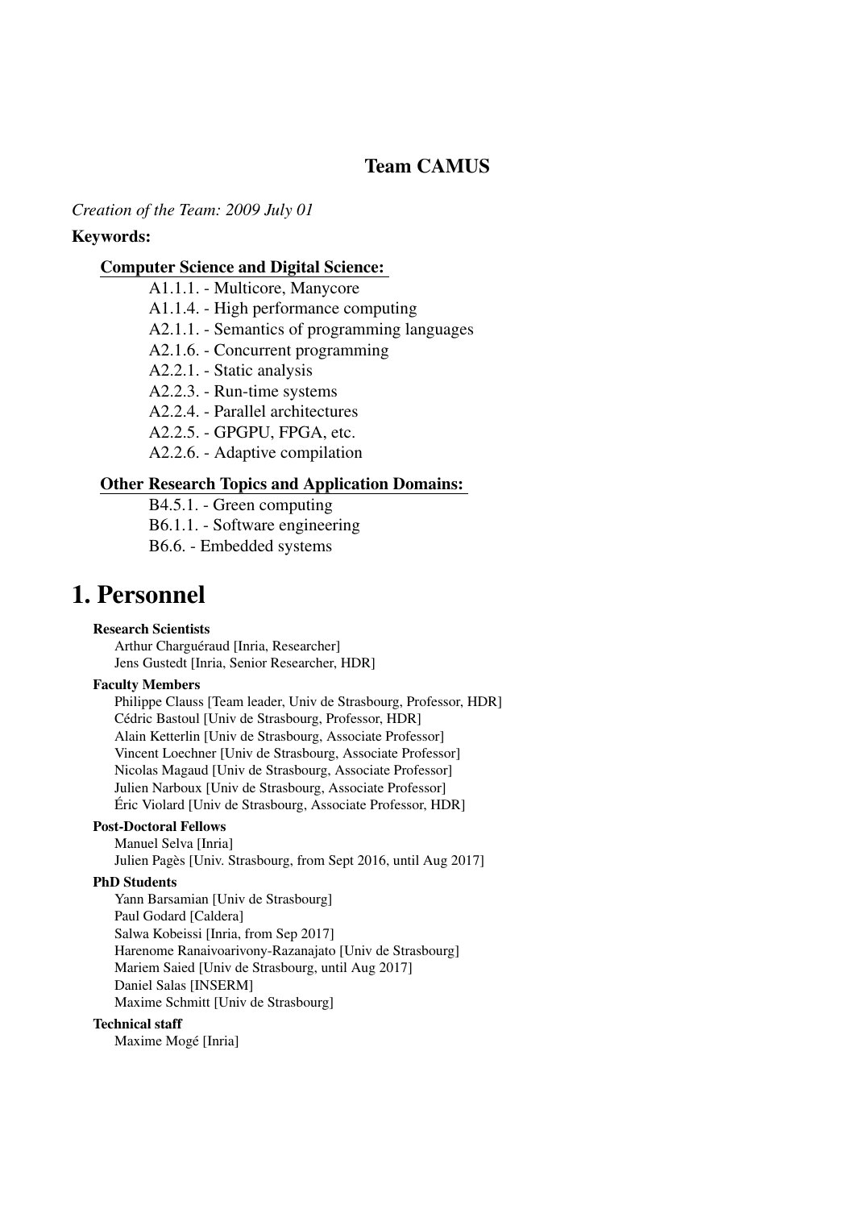## Team CAMUS

*Creation of the Team: 2009 July 01*

**Keywords:**

**Computer Science and Digital Science:**

- A1.1.1. - Multicore, Manycore
- A1.1.4. - High performance computing
- A2.1.1. - Semantics of programming languages
- A2.1.6. - Concurrent programming
- A2.2.1. - Static analysis
- A2.2.3. - Run-time systems
- A2.2.4. - Parallel architectures
- A2.2.5. - GPGPU, FPGA, etc.
- A2.2.6. - Adaptive compilation

**Other Research Topics and Application Domains:**

- B4.5.1. - Green computing
- B6.1.1. - Software engineering
- B6.6. - Embedded systems

# 1. Personnel

**Research Scientists**

Arthur Charguéraud [Inria, Researcher]
Jens Gustedt [Inria, Senior Researcher, HDR]

**Faculty Members**

Philippe Clauss [Team leader, Univ de Strasbourg, Professor, HDR]
Cédric Bastoul [Univ de Strasbourg, Professor, HDR]
Alain Ketterlin [Univ de Strasbourg, Associate Professor]
Vincent Loechner [Univ de Strasbourg, Associate Professor]
Nicolas Magaud [Univ de Strasbourg, Associate Professor]
Julien Narboux [Univ de Strasbourg, Associate Professor]
Éric Violard [Univ de Strasbourg, Associate Professor, HDR]

**Post-Doctoral Fellows**

Manuel Selva [Inria]
Julien Pagès [Univ. Strasbourg, from Sept 2016, until Aug 2017]

**PhD Students**

Yann Barsamian [Univ de Strasbourg]
Paul Godard [Caldera]
Salwa Kobeissi [Inria, from Sep 2017]
Harenome Ranaivoarivony-Razanajato [Univ de Strasbourg]
Mariem Saied [Univ de Strasbourg, until Aug 2017]
Daniel Salas [INSERM]
Maxime Schmitt [Univ de Strasbourg]

**Technical staff**

Maxime Mogé [Inria]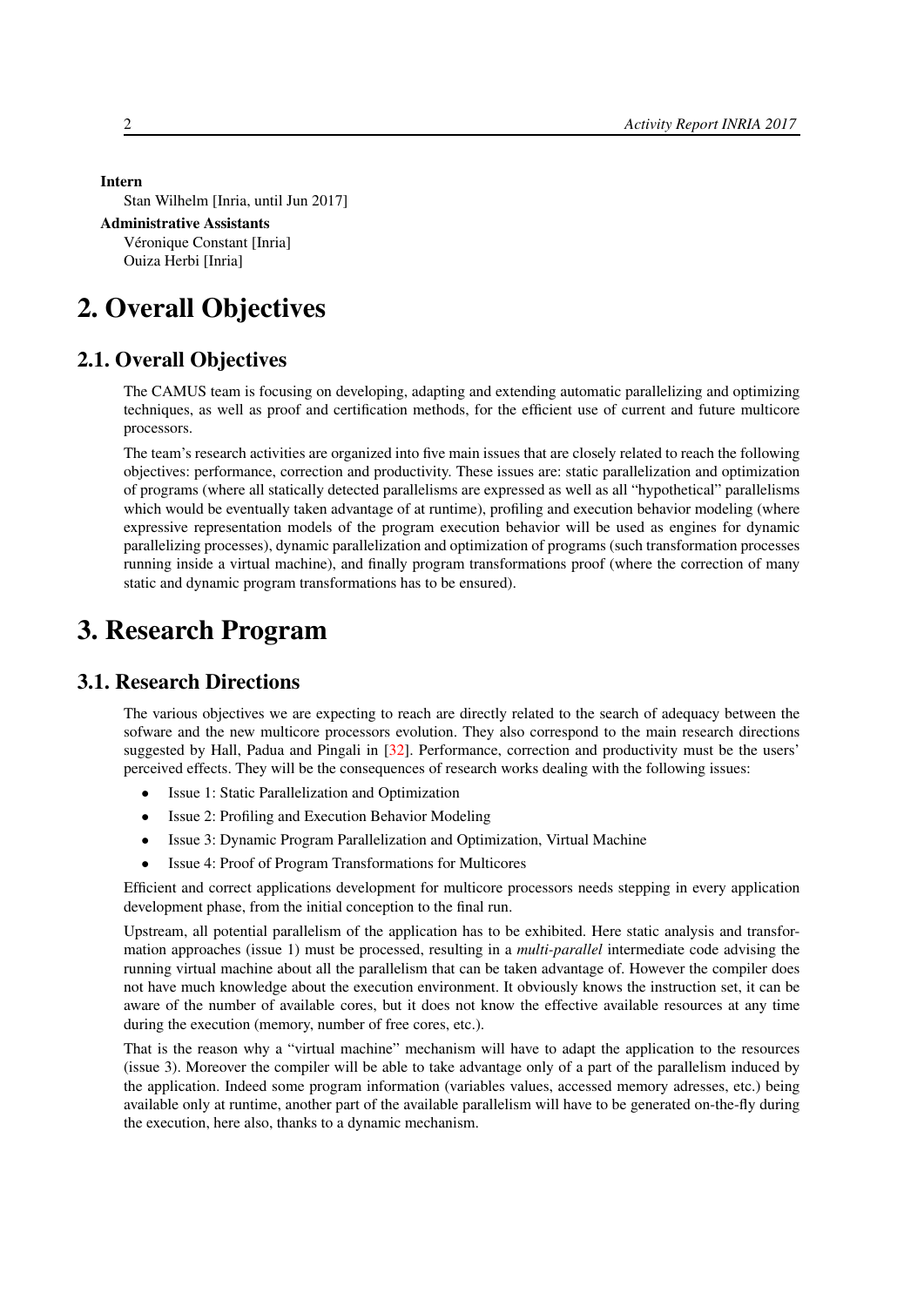**Intern**

Stan Wilhelm [Inria, until Jun 2017]

**Administrative Assistants**

Véronique Constant [Inria]

Ouiza Herbi [Inria]

# 2. Overall Objectives

## 2.1. Overall Objectives

The CAMUS team is focusing on developing, adapting and extending automatic parallelizing and optimizing techniques, as well as proof and certification methods, for the efficient use of current and future multicore processors.

The team's research activities are organized into five main issues that are closely related to reach the following objectives: performance, correction and productivity. These issues are: static parallelization and optimization of programs (where all statically detected parallelisms are expressed as well as all "hypothetical" parallelisms which would be eventually taken advantage of at runtime), profiling and execution behavior modeling (where expressive representation models of the program execution behavior will be used as engines for dynamic parallelizing processes), dynamic parallelization and optimization of programs (such transformation processes running inside a virtual machine), and finally program transformations proof (where the correction of many static and dynamic program transformations has to be ensured).

# 3. Research Program

## 3.1. Research Directions

The various objectives we are expecting to reach are directly related to the search of adequacy between the sofware and the new multicore processors evolution. They also correspond to the main research directions suggested by Hall, Padua and Pingali in [32]. Performance, correction and productivity must be the users' perceived effects. They will be the consequences of research works dealing with the following issues:

- Issue 1: Static Parallelization and Optimization
- Issue 2: Profiling and Execution Behavior Modeling
- Issue 3: Dynamic Program Parallelization and Optimization, Virtual Machine
- Issue 4: Proof of Program Transformations for Multicores

Efficient and correct applications development for multicore processors needs stepping in every application development phase, from the initial conception to the final run.

Upstream, all potential parallelism of the application has to be exhibited. Here static analysis and transformation approaches (issue 1) must be processed, resulting in a *multi-parallel* intermediate code advising the running virtual machine about all the parallelism that can be taken advantage of. However the compiler does not have much knowledge about the execution environment. It obviously knows the instruction set, it can be aware of the number of available cores, but it does not know the effective available resources at any time during the execution (memory, number of free cores, etc.).

That is the reason why a "virtual machine" mechanism will have to adapt the application to the resources (issue 3). Moreover the compiler will be able to take advantage only of a part of the parallelism induced by the application. Indeed some program information (variables values, accessed memory adresses, etc.) being available only at runtime, another part of the available parallelism will have to be generated on-the-fly during the execution, here also, thanks to a dynamic mechanism.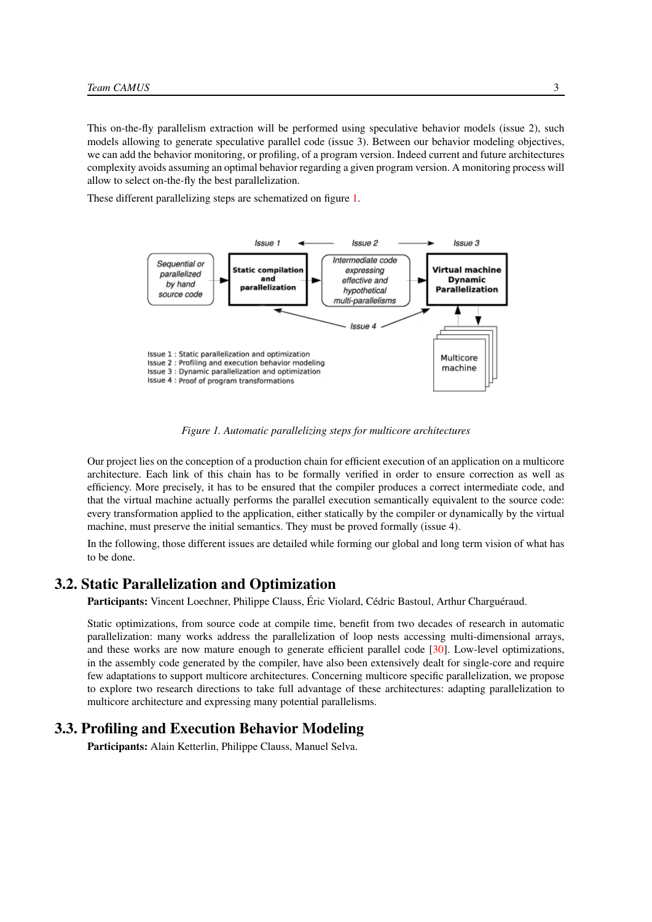This on-the-fly parallelism extraction will be performed using speculative behavior models (issue 2), such models allowing to generate speculative parallel code (issue 3). Between our behavior modeling objectives, we can add the behavior monitoring, or profiling, of a program version. Indeed current and future architectures complexity avoids assuming an optimal behavior regarding a given program version. A monitoring process will allow to select on-the-fly the best parallelization.

These different parallelizing steps are schematized on figure 1.

*Figure 1. Automatic parallelizing steps for multicore architectures*

Our project lies on the conception of a production chain for efficient execution of an application on a multicore architecture. Each link of this chain has to be formally verified in order to ensure correction as well as efficiency. More precisely, it has to be ensured that the compiler produces a correct intermediate code, and that the virtual machine actually performs the parallel execution semantically equivalent to the source code: every transformation applied to the application, either statically by the compiler or dynamically by the virtual machine, must preserve the initial semantics. They must be proved formally (issue 4).

In the following, those different issues are detailed while forming our global and long term vision of what has to be done.

## 3.2. Static Parallelization and Optimization

**Participants:** Vincent Loechner, Philippe Clauss, Éric Violard, Cédric Bastoul, Arthur Charguéraud.

Static optimizations, from source code at compile time, benefit from two decades of research in automatic parallelization: many works address the parallelization of loop nests accessing multi-dimensional arrays, and these works are now mature enough to generate efficient parallel code [30]. Low-level optimizations, in the assembly code generated by the compiler, have also been extensively dealt for single-core and require few adaptations to support multicore architectures. Concerning multicore specific parallelization, we propose to explore two research directions to take full advantage of these architectures: adapting parallelization to multicore architecture and expressing many potential parallelisms.

## 3.3. Profiling and Execution Behavior Modeling

**Participants:** Alain Ketterlin, Philippe Clauss, Manuel Selva.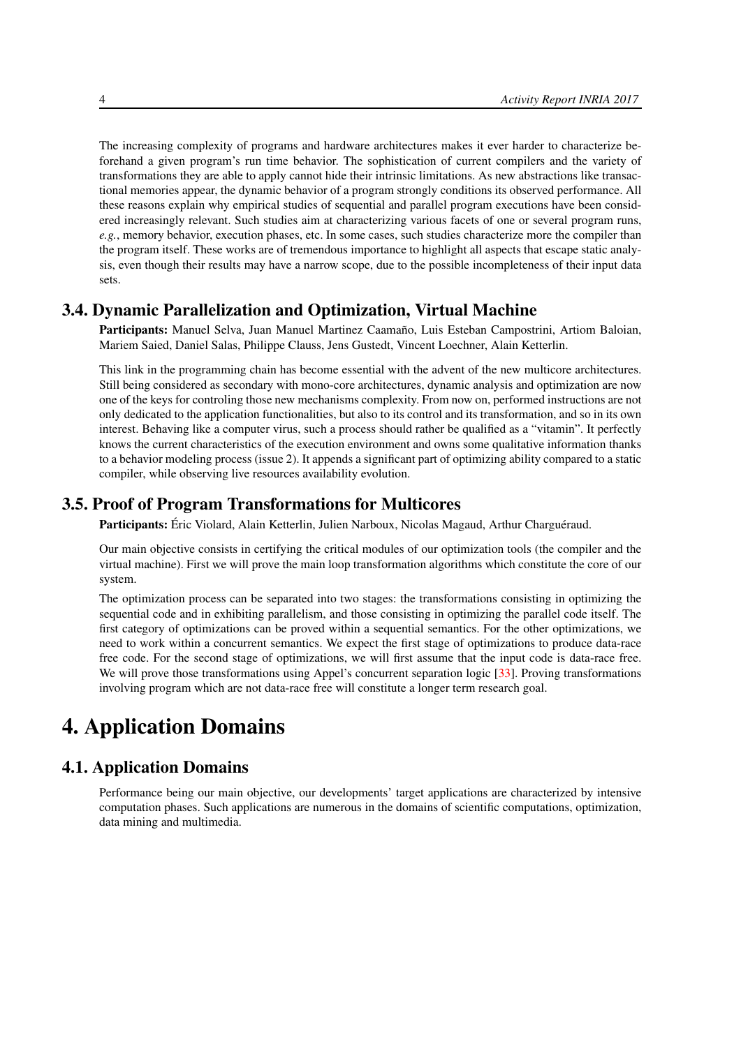The increasing complexity of programs and hardware architectures makes it ever harder to characterize beforehand a given program's run time behavior. The sophistication of current compilers and the variety of transformations they are able to apply cannot hide their intrinsic limitations. As new abstractions like transactional memories appear, the dynamic behavior of a program strongly conditions its observed performance. All these reasons explain why empirical studies of sequential and parallel program executions have been considered increasingly relevant. Such studies aim at characterizing various facets of one or several program runs, *e.g.*, memory behavior, execution phases, etc. In some cases, such studies characterize more the compiler than the program itself. These works are of tremendous importance to highlight all aspects that escape static analysis, even though their results may have a narrow scope, due to the possible incompleteness of their input data sets.

## 3.4. Dynamic Parallelization and Optimization, Virtual Machine

**Participants:** Manuel Selva, Juan Manuel Martinez Caamaño, Luis Esteban Campostrini, Artiom Baloian, Mariem Saied, Daniel Salas, Philippe Clauss, Jens Gustedt, Vincent Loechner, Alain Ketterlin.

This link in the programming chain has become essential with the advent of the new multicore architectures. Still being considered as secondary with mono-core architectures, dynamic analysis and optimization are now one of the keys for controling those new mechanisms complexity. From now on, performed instructions are not only dedicated to the application functionalities, but also to its control and its transformation, and so in its own interest. Behaving like a computer virus, such a process should rather be qualified as a "vitamin". It perfectly knows the current characteristics of the execution environment and owns some qualitative information thanks to a behavior modeling process (issue 2). It appends a significant part of optimizing ability compared to a static compiler, while observing live resources availability evolution.

## 3.5. Proof of Program Transformations for Multicores

**Participants:** Éric Violard, Alain Ketterlin, Julien Narboux, Nicolas Magaud, Arthur Charguéraud.

Our main objective consists in certifying the critical modules of our optimization tools (the compiler and the virtual machine). First we will prove the main loop transformation algorithms which constitute the core of our system.

The optimization process can be separated into two stages: the transformations consisting in optimizing the sequential code and in exhibiting parallelism, and those consisting in optimizing the parallel code itself. The first category of optimizations can be proved within a sequential semantics. For the other optimizations, we need to work within a concurrent semantics. We expect the first stage of optimizations to produce data-race free code. For the second stage of optimizations, we will first assume that the input code is data-race free. We will prove those transformations using Appel's concurrent separation logic [33]. Proving transformations involving program which are not data-race free will constitute a longer term research goal.

# 4. Application Domains

## 4.1. Application Domains

Performance being our main objective, our developments' target applications are characterized by intensive computation phases. Such applications are numerous in the domains of scientific computations, optimization, data mining and multimedia.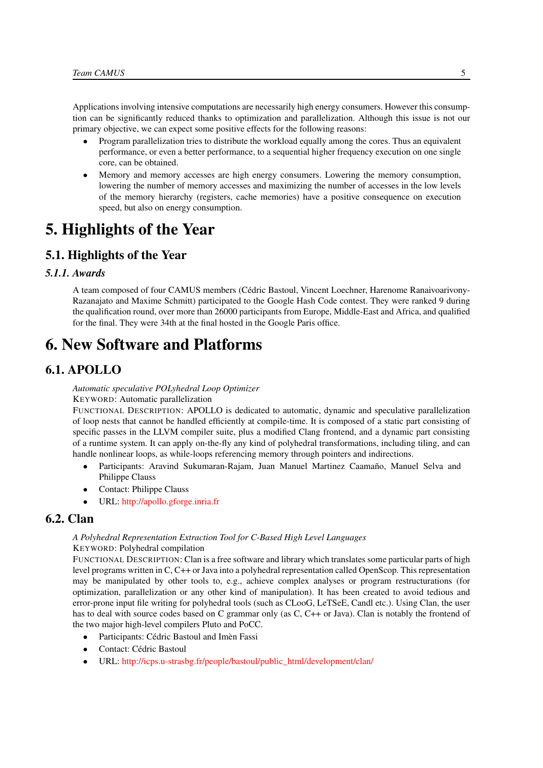Applications involving intensive computations are necessarily high energy consumers. However this consumption can be significantly reduced thanks to optimization and parallelization. Although this issue is not our primary objective, we can expect some positive effects for the following reasons:

- Program parallelization tries to distribute the workload equally among the cores. Thus an equivalent performance, or even a better performance, to a sequential higher frequency execution on one single core, can be obtained.
- Memory and memory accesses are high energy consumers. Lowering the memory consumption, lowering the number of memory accesses and maximizing the number of accesses in the low levels of the memory hierarchy (registers, cache memories) have a positive consequence on execution speed, but also on energy consumption.

# 5. Highlights of the Year

## 5.1. Highlights of the Year

### *5.1.1. Awards*

A team composed of four CAMUS members (Cédric Bastoul, Vincent Loechner, Harenome Ranaivoarivony-Razanajato and Maxime Schmitt) participated to the Google Hash Code contest. They were ranked 9 during the qualification round, over more than 26000 participants from Europe, Middle-East and Africa, and qualified for the final. They were 34th at the final hosted in the Google Paris office.

# 6. New Software and Platforms

## 6.1. APOLLO

*Automatic speculative POLyhedral Loop Optimizer*

KEYWORD: Automatic parallelization

FUNCTIONAL DESCRIPTION: APOLLO is dedicated to automatic, dynamic and speculative parallelization of loop nests that cannot be handled efficiently at compile-time. It is composed of a static part consisting of specific passes in the LLVM compiler suite, plus a modified Clang frontend, and a dynamic part consisting of a runtime system. It can apply on-the-fly any kind of polyhedral transformations, including tiling, and can handle nonlinear loops, as while-loops referencing memory through pointers and indirections.

- Participants: Aravind Sukumaran-Rajam, Juan Manuel Martinez Caamaño, Manuel Selva and Philippe Clauss
- Contact: Philippe Clauss
- URL: http://apollo.gforge.inria.fr

## 6.2. Clan

*A Polyhedral Representation Extraction Tool for C-Based High Level Languages*

KEYWORD: Polyhedral compilation

FUNCTIONAL DESCRIPTION: Clan is a free software and library which translates some particular parts of high level programs written in C, C++ or Java into a polyhedral representation called OpenScop. This representation may be manipulated by other tools to, e.g., achieve complex analyses or program restructurations (for optimization, parallelization or any other kind of manipulation). It has been created to avoid tedious and error-prone input file writing for polyhedral tools (such as CLooG, LeTSeE, Candl etc.). Using Clan, the user has to deal with source codes based on C grammar only (as C, C++ or Java). Clan is notably the frontend of the two major high-level compilers Pluto and PoCC.

- Participants: Cédric Bastoul and Imèn Fassi
- Contact: Cédric Bastoul
- URL: http://icps.u-strasbg.fr/people/bastoul/public_html/development/clan/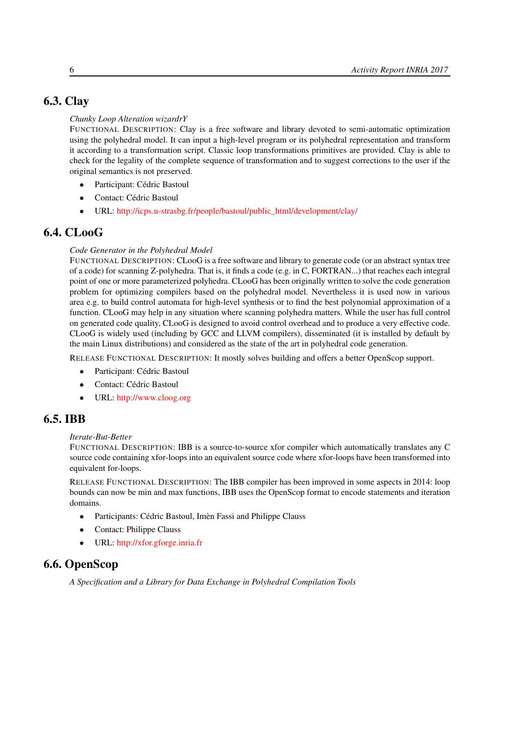## 6.3. Clay

*Chunky Loop Alteration wizardrY*

FUNCTIONAL DESCRIPTION: Clay is a free software and library devoted to semi-automatic optimization using the polyhedral model. It can input a high-level program or its polyhedral representation and transform it according to a transformation script. Classic loop transformations primitives are provided. Clay is able to check for the legality of the complete sequence of transformation and to suggest corrections to the user if the original semantics is not preserved.

- Participant: Cédric Bastoul
- Contact: Cédric Bastoul
- URL: http://icps.u-strasbg.fr/people/bastoul/public_html/development/clay/

## 6.4. CLooG

*Code Generator in the Polyhedral Model*

FUNCTIONAL DESCRIPTION: CLooG is a free software and library to generate code (or an abstract syntax tree of a code) for scanning Z-polyhedra. That is, it finds a code (e.g. in C, FORTRAN...) that reaches each integral point of one or more parameterized polyhedra. CLooG has been originally written to solve the code generation problem for optimizing compilers based on the polyhedral model. Nevertheless it is used now in various area e.g. to build control automata for high-level synthesis or to find the best polynomial approximation of a function. CLooG may help in any situation where scanning polyhedra matters. While the user has full control on generated code quality, CLooG is designed to avoid control overhead and to produce a very effective code. CLooG is widely used (including by GCC and LLVM compilers), disseminated (it is installed by default by the main Linux distributions) and considered as the state of the art in polyhedral code generation.

RELEASE FUNCTIONAL DESCRIPTION: It mostly solves building and offers a better OpenScop support.

- Participant: Cédric Bastoul
- Contact: Cédric Bastoul
- URL: http://www.cloog.org

## 6.5. IBB

*Iterate-But-Better*

FUNCTIONAL DESCRIPTION: IBB is a source-to-source xfor compiler which automatically translates any C source code containing xfor-loops into an equivalent source code where xfor-loops have been transformed into equivalent for-loops.

RELEASE FUNCTIONAL DESCRIPTION: The IBB compiler has been improved in some aspects in 2014: loop bounds can now be min and max functions, IBB uses the OpenScop format to encode statements and iteration domains.

- Participants: Cédric Bastoul, Imèn Fassi and Philippe Clauss
- Contact: Philippe Clauss
- URL: http://xfor.gforge.inria.fr

## 6.6. OpenScop

*A Specification and a Library for Data Exchange in Polyhedral Compilation Tools*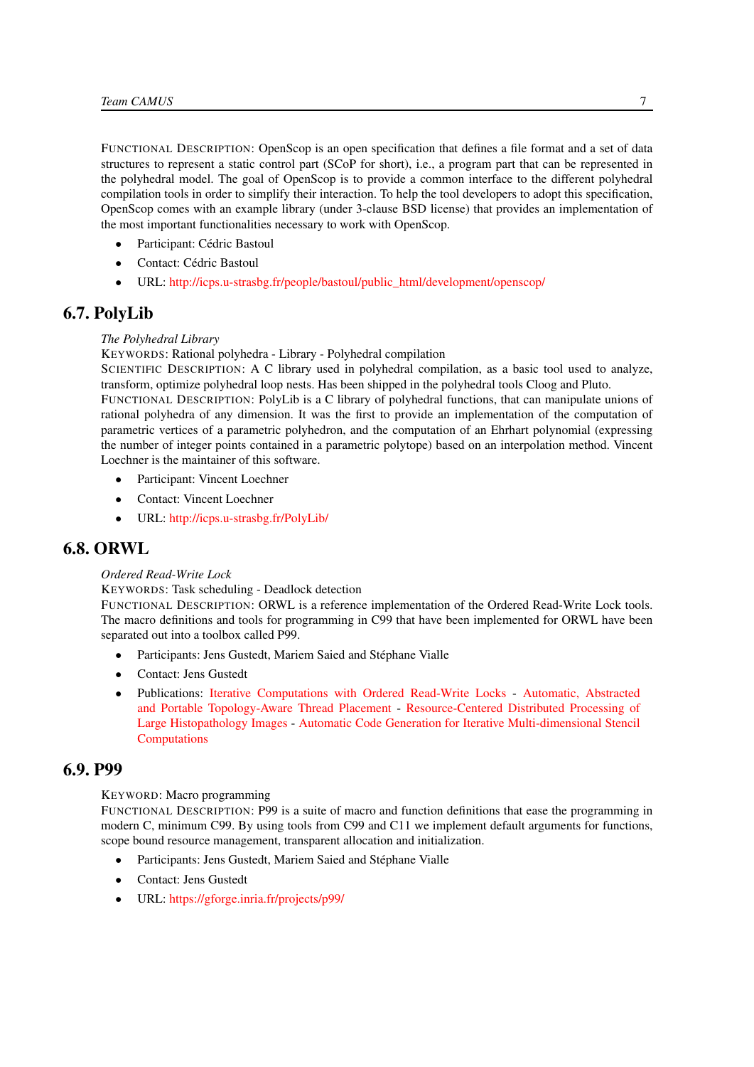FUNCTIONAL DESCRIPTION: OpenScop is an open specification that defines a file format and a set of data structures to represent a static control part (SCoP for short), i.e., a program part that can be represented in the polyhedral model. The goal of OpenScop is to provide a common interface to the different polyhedral compilation tools in order to simplify their interaction. To help the tool developers to adopt this specification, OpenScop comes with an example library (under 3-clause BSD license) that provides an implementation of the most important functionalities necessary to work with OpenScop.

- Participant: Cédric Bastoul
- Contact: Cédric Bastoul
- URL: http://icps.u-strasbg.fr/people/bastoul/public_html/development/openscop/

## 6.7. PolyLib

*The Polyhedral Library*
KEYWORDS: Rational polyhedra - Library - Polyhedral compilation
SCIENTIFIC DESCRIPTION: A C library used in polyhedral compilation, as a basic tool used to analyze, transform, optimize polyhedral loop nests. Has been shipped in the polyhedral tools Cloog and Pluto.
FUNCTIONAL DESCRIPTION: PolyLib is a C library of polyhedral functions, that can manipulate unions of rational polyhedra of any dimension. It was the first to provide an implementation of the computation of parametric vertices of a parametric polyhedron, and the computation of an Ehrhart polynomial (expressing the number of integer points contained in a parametric polytope) based on an interpolation method. Vincent Loechner is the maintainer of this software.

- Participant: Vincent Loechner
- Contact: Vincent Loechner
- URL: http://icps.u-strasbg.fr/PolyLib/

## 6.8. ORWL

*Ordered Read-Write Lock*
KEYWORDS: Task scheduling - Deadlock detection
FUNCTIONAL DESCRIPTION: ORWL is a reference implementation of the Ordered Read-Write Lock tools. The macro definitions and tools for programming in C99 that have been implemented for ORWL have been separated out into a toolbox called P99.

- Participants: Jens Gustedt, Mariem Saied and Stéphane Vialle
- Contact: Jens Gustedt
- Publications: Iterative Computations with Ordered Read-Write Locks - Automatic, Abstracted and Portable Topology-Aware Thread Placement - Resource-Centered Distributed Processing of Large Histopathology Images - Automatic Code Generation for Iterative Multi-dimensional Stencil Computations

## 6.9. P99

KEYWORD: Macro programming
FUNCTIONAL DESCRIPTION: P99 is a suite of macro and function definitions that ease the programming in modern C, minimum C99. By using tools from C99 and C11 we implement default arguments for functions, scope bound resource management, transparent allocation and initialization.

- Participants: Jens Gustedt, Mariem Saied and Stéphane Vialle
- Contact: Jens Gustedt
- URL: https://gforge.inria.fr/projects/p99/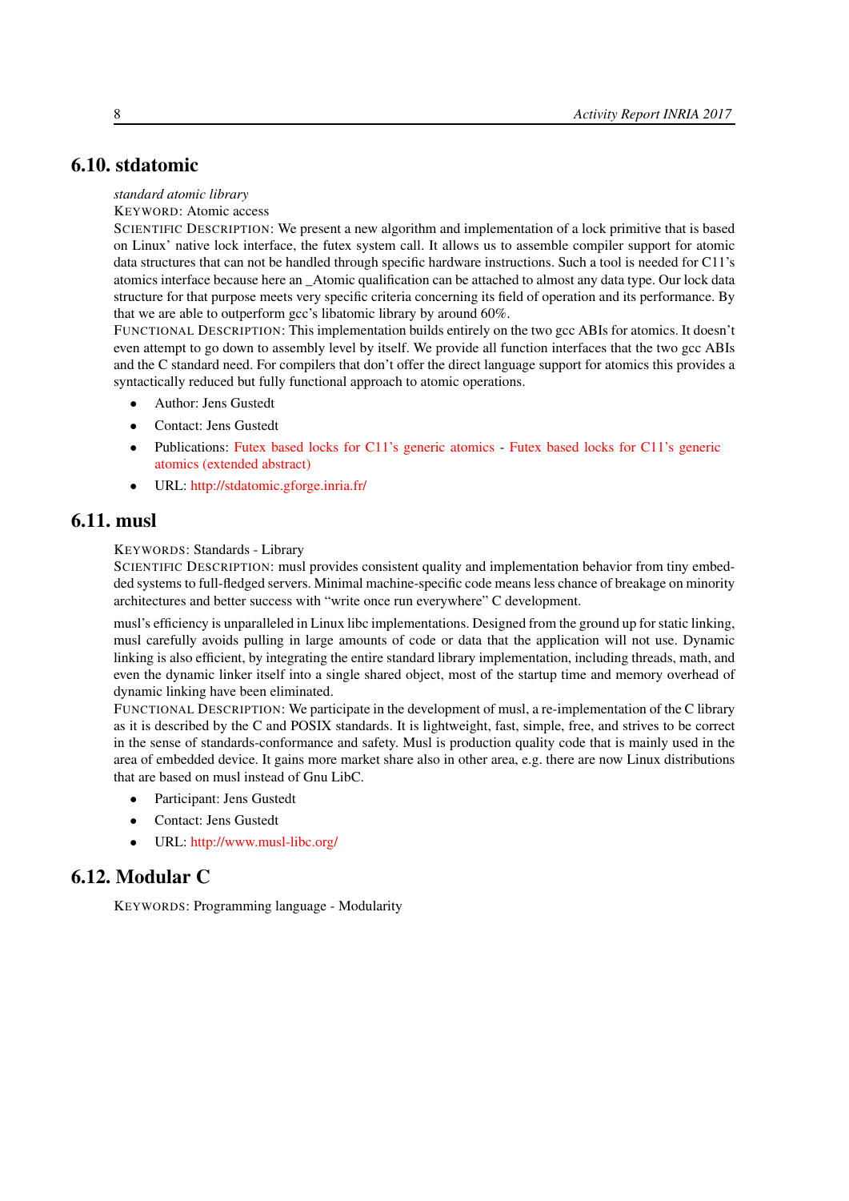## 6.10. stdatomic

*standard atomic library*

KEYWORD: Atomic access

SCIENTIFIC DESCRIPTION: We present a new algorithm and implementation of a lock primitive that is based on Linux' native lock interface, the futex system call. It allows us to assemble compiler support for atomic data structures that can not be handled through specific hardware instructions. Such a tool is needed for C11's atomics interface because here an _Atomic qualification can be attached to almost any data type. Our lock data structure for that purpose meets very specific criteria concerning its field of operation and its performance. By that we are able to outperform gcc's libatomic library by around 60%.

FUNCTIONAL DESCRIPTION: This implementation builds entirely on the two gcc ABIs for atomics. It doesn't even attempt to go down to assembly level by itself. We provide all function interfaces that the two gcc ABIs and the C standard need. For compilers that don't offer the direct language support for atomics this provides a syntactically reduced but fully functional approach to atomic operations.

- Author: Jens Gustedt
- Contact: Jens Gustedt
- Publications: Futex based locks for C11's generic atomics - Futex based locks for C11's generic atomics (extended abstract)
- URL: http://stdatomic.gforge.inria.fr/

## 6.11. musl

KEYWORDS: Standards - Library

SCIENTIFIC DESCRIPTION: musl provides consistent quality and implementation behavior from tiny embedded systems to full-fledged servers. Minimal machine-specific code means less chance of breakage on minority architectures and better success with "write once run everywhere" C development.

musl's efficiency is unparalleled in Linux libc implementations. Designed from the ground up for static linking, musl carefully avoids pulling in large amounts of code or data that the application will not use. Dynamic linking is also efficient, by integrating the entire standard library implementation, including threads, math, and even the dynamic linker itself into a single shared object, most of the startup time and memory overhead of dynamic linking have been eliminated.

FUNCTIONAL DESCRIPTION: We participate in the development of musl, a re-implementation of the C library as it is described by the C and POSIX standards. It is lightweight, fast, simple, free, and strives to be correct in the sense of standards-conformance and safety. Musl is production quality code that is mainly used in the area of embedded device. It gains more market share also in other area, e.g. there are now Linux distributions that are based on musl instead of Gnu LibC.

- Participant: Jens Gustedt
- Contact: Jens Gustedt
- URL: http://www.musl-libc.org/

## 6.12. Modular C

KEYWORDS: Programming language - Modularity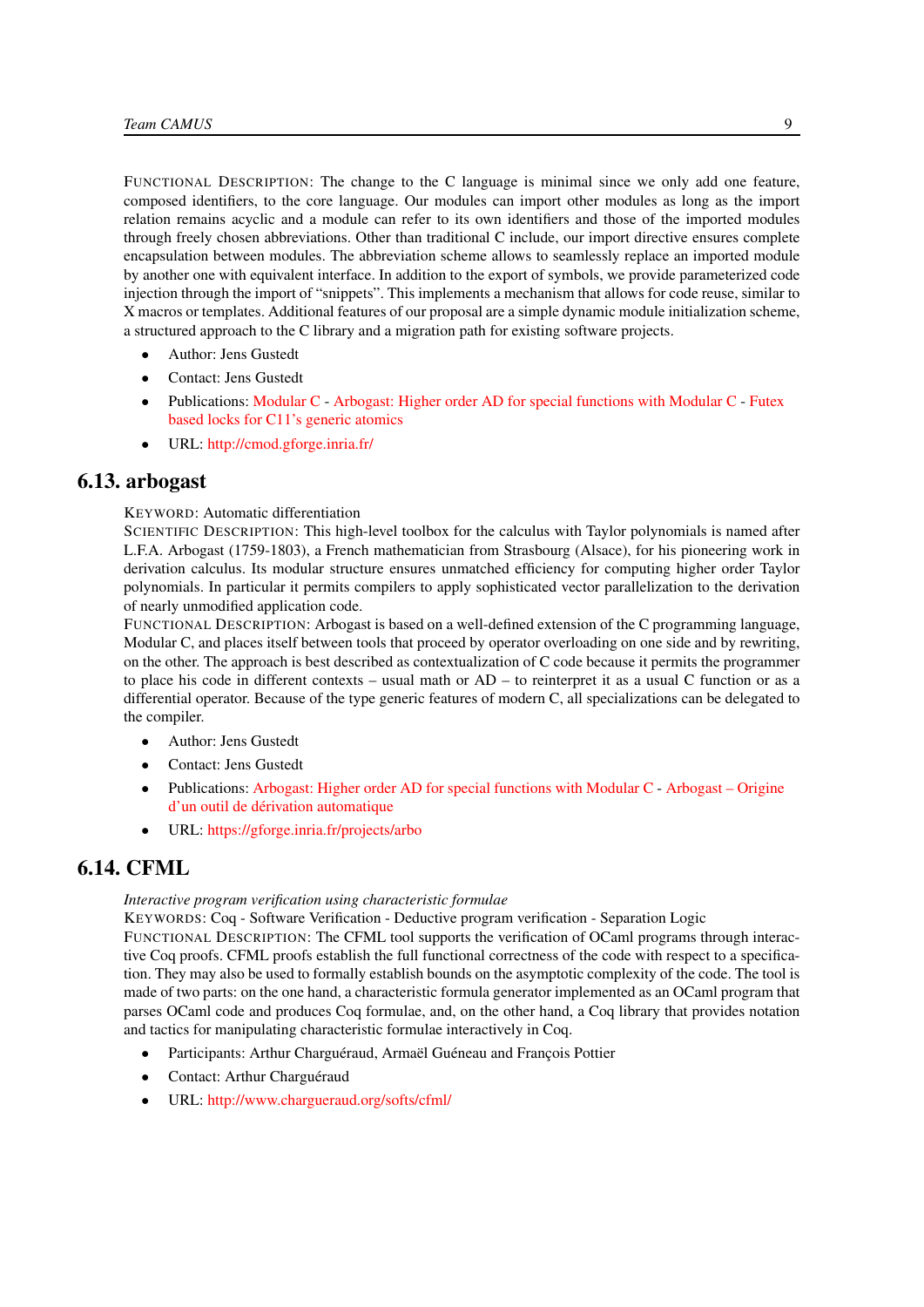Functional Description: The change to the C language is minimal since we only add one feature, composed identifiers, to the core language. Our modules can import other modules as long as the import relation remains acyclic and a module can refer to its own identifiers and those of the imported modules through freely chosen abbreviations. Other than traditional C include, our import directive ensures complete encapsulation between modules. The abbreviation scheme allows to seamlessly replace an imported module by another one with equivalent interface. In addition to the export of symbols, we provide parameterized code injection through the import of "snippets". This implements a mechanism that allows for code reuse, similar to X macros or templates. Additional features of our proposal are a simple dynamic module initialization scheme, a structured approach to the C library and a migration path for existing software projects.

- Author: Jens Gustedt
- Contact: Jens Gustedt
- Publications: Modular C - Arbogast: Higher order AD for special functions with Modular C - Futex based locks for C11's generic atomics
- URL: http://cmod.gforge.inria.fr/

## 6.13. arbogast

Keyword: Automatic differentiation

Scientific Description: This high-level toolbox for the calculus with Taylor polynomials is named after L.F.A. Arbogast (1759-1803), a French mathematician from Strasbourg (Alsace), for his pioneering work in derivation calculus. Its modular structure ensures unmatched efficiency for computing higher order Taylor polynomials. In particular it permits compilers to apply sophisticated vector parallelization to the derivation of nearly unmodified application code.

Functional Description: Arbogast is based on a well-defined extension of the C programming language, Modular C, and places itself between tools that proceed by operator overloading on one side and by rewriting, on the other. The approach is best described as contextualization of C code because it permits the programmer to place his code in different contexts – usual math or AD – to reinterpret it as a usual C function or as a differential operator. Because of the type generic features of modern C, all specializations can be delegated to the compiler.

- Author: Jens Gustedt
- Contact: Jens Gustedt
- Publications: Arbogast: Higher order AD for special functions with Modular C - Arbogast – Origine d'un outil de dérivation automatique
- URL: https://gforge.inria.fr/projects/arbo

## 6.14. CFML

*Interactive program verification using characteristic formulae*

Keywords: Coq - Software Verification - Deductive program verification - Separation Logic

Functional Description: The CFML tool supports the verification of OCaml programs through interactive Coq proofs. CFML proofs establish the full functional correctness of the code with respect to a specification. They may also be used to formally establish bounds on the asymptotic complexity of the code. The tool is made of two parts: on the one hand, a characteristic formula generator implemented as an OCaml program that parses OCaml code and produces Coq formulae, and, on the other hand, a Coq library that provides notation and tactics for manipulating characteristic formulae interactively in Coq.

- Participants: Arthur Charguéraud, Armaël Guéneau and François Pottier
- Contact: Arthur Charguéraud
- URL: http://www.chargueraud.org/softs/cfml/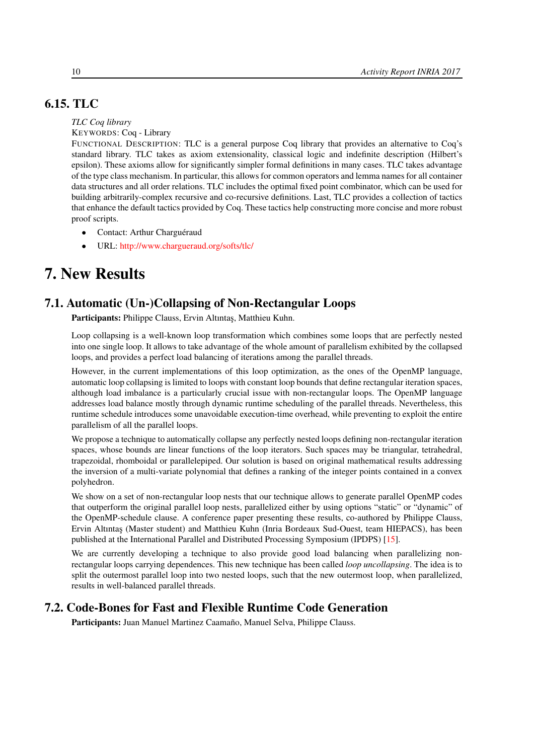## 6.15. TLC

*TLC Coq library*

KEYWORDS: Coq - Library

FUNCTIONAL DESCRIPTION: TLC is a general purpose Coq library that provides an alternative to Coq's standard library. TLC takes as axiom extensionality, classical logic and indefinite description (Hilbert's epsilon). These axioms allow for significantly simpler formal definitions in many cases. TLC takes advantage of the type class mechanism. In particular, this allows for common operators and lemma names for all container data structures and all order relations. TLC includes the optimal fixed point combinator, which can be used for building arbitrarily-complex recursive and co-recursive definitions. Last, TLC provides a collection of tactics that enhance the default tactics provided by Coq. These tactics help constructing more concise and more robust proof scripts.

- Contact: Arthur Charguéraud
- URL: http://www.chargueraud.org/softs/tlc/

# 7. New Results

## 7.1. Automatic (Un-)Collapsing of Non-Rectangular Loops

**Participants:** Philippe Clauss, Ervin Altıntaş, Matthieu Kuhn.

Loop collapsing is a well-known loop transformation which combines some loops that are perfectly nested into one single loop. It allows to take advantage of the whole amount of parallelism exhibited by the collapsed loops, and provides a perfect load balancing of iterations among the parallel threads.

However, in the current implementations of this loop optimization, as the ones of the OpenMP language, automatic loop collapsing is limited to loops with constant loop bounds that define rectangular iteration spaces, although load imbalance is a particularly crucial issue with non-rectangular loops. The OpenMP language addresses load balance mostly through dynamic runtime scheduling of the parallel threads. Nevertheless, this runtime schedule introduces some unavoidable execution-time overhead, while preventing to exploit the entire parallelism of all the parallel loops.

We propose a technique to automatically collapse any perfectly nested loops defining non-rectangular iteration spaces, whose bounds are linear functions of the loop iterators. Such spaces may be triangular, tetrahedral, trapezoidal, rhomboidal or parallelepiped. Our solution is based on original mathematical results addressing the inversion of a multi-variate polynomial that defines a ranking of the integer points contained in a convex polyhedron.

We show on a set of non-rectangular loop nests that our technique allows to generate parallel OpenMP codes that outperform the original parallel loop nests, parallelized either by using options "static" or "dynamic" of the OpenMP-schedule clause. A conference paper presenting these results, co-authored by Philippe Clauss, Ervin Altıntaş (Master student) and Matthieu Kuhn (Inria Bordeaux Sud-Ouest, team HIEPACS), has been published at the International Parallel and Distributed Processing Symposium (IPDPS) [15].

We are currently developing a technique to also provide good load balancing when parallelizing non-rectangular loops carrying dependences. This new technique has been called *loop uncollapsing*. The idea is to split the outermost parallel loop into two nested loops, such that the new outermost loop, when parallelized, results in well-balanced parallel threads.

## 7.2. Code-Bones for Fast and Flexible Runtime Code Generation

**Participants:** Juan Manuel Martinez Caamaño, Manuel Selva, Philippe Clauss.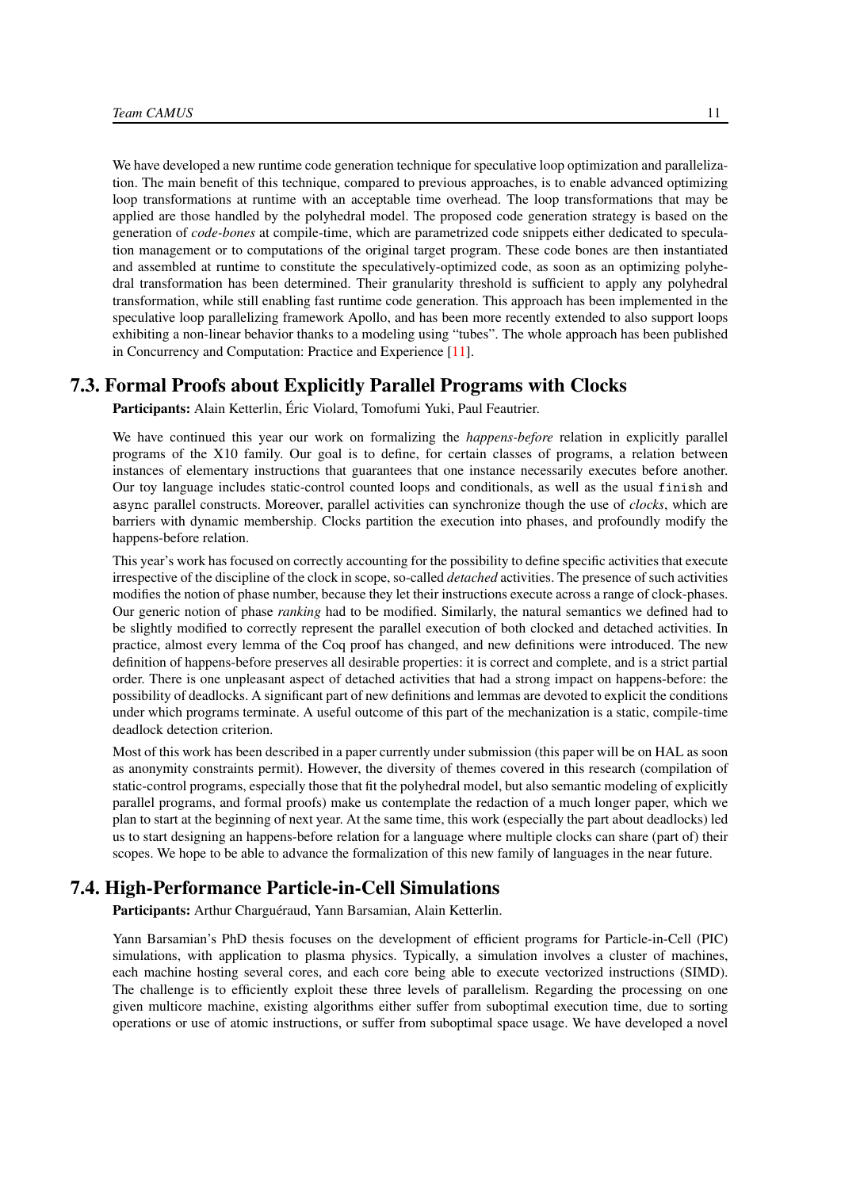We have developed a new runtime code generation technique for speculative loop optimization and parallelization. The main benefit of this technique, compared to previous approaches, is to enable advanced optimizing loop transformations at runtime with an acceptable time overhead. The loop transformations that may be applied are those handled by the polyhedral model. The proposed code generation strategy is based on the generation of *code-bones* at compile-time, which are parametrized code snippets either dedicated to speculation management or to computations of the original target program. These code bones are then instantiated and assembled at runtime to constitute the speculatively-optimized code, as soon as an optimizing polyhedral transformation has been determined. Their granularity threshold is sufficient to apply any polyhedral transformation, while still enabling fast runtime code generation. This approach has been implemented in the speculative loop parallelizing framework Apollo, and has been more recently extended to also support loops exhibiting a non-linear behavior thanks to a modeling using "tubes". The whole approach has been published in Concurrency and Computation: Practice and Experience [11].

## 7.3. Formal Proofs about Explicitly Parallel Programs with Clocks

**Participants:** Alain Ketterlin, Éric Violard, Tomofumi Yuki, Paul Feautrier.

We have continued this year our work on formalizing the *happens-before* relation in explicitly parallel programs of the X10 family. Our goal is to define, for certain classes of programs, a relation between instances of elementary instructions that guarantees that one instance necessarily executes before another. Our toy language includes static-control counted loops and conditionals, as well as the usual `finish` and `async` parallel constructs. Moreover, parallel activities can synchronize though the use of *clocks*, which are barriers with dynamic membership. Clocks partition the execution into phases, and profoundly modify the happens-before relation.

This year's work has focused on correctly accounting for the possibility to define specific activities that execute irrespective of the discipline of the clock in scope, so-called *detached* activities. The presence of such activities modifies the notion of phase number, because they let their instructions execute across a range of clock-phases. Our generic notion of phase *ranking* had to be modified. Similarly, the natural semantics we defined had to be slightly modified to correctly represent the parallel execution of both clocked and detached activities. In practice, almost every lemma of the Coq proof has changed, and new definitions were introduced. The new definition of happens-before preserves all desirable properties: it is correct and complete, and is a strict partial order. There is one unpleasant aspect of detached activities that had a strong impact on happens-before: the possibility of deadlocks. A significant part of new definitions and lemmas are devoted to explicit the conditions under which programs terminate. A useful outcome of this part of the mechanization is a static, compile-time deadlock detection criterion.

Most of this work has been described in a paper currently under submission (this paper will be on HAL as soon as anonymity constraints permit). However, the diversity of themes covered in this research (compilation of static-control programs, especially those that fit the polyhedral model, but also semantic modeling of explicitly parallel programs, and formal proofs) make us contemplate the redaction of a much longer paper, which we plan to start at the beginning of next year. At the same time, this work (especially the part about deadlocks) led us to start designing an happens-before relation for a language where multiple clocks can share (part of) their scopes. We hope to be able to advance the formalization of this new family of languages in the near future.

## 7.4. High-Performance Particle-in-Cell Simulations

**Participants:** Arthur Charguéraud, Yann Barsamian, Alain Ketterlin.

Yann Barsamian's PhD thesis focuses on the development of efficient programs for Particle-in-Cell (PIC) simulations, with application to plasma physics. Typically, a simulation involves a cluster of machines, each machine hosting several cores, and each core being able to execute vectorized instructions (SIMD). The challenge is to efficiently exploit these three levels of parallelism. Regarding the processing on one given multicore machine, existing algorithms either suffer from suboptimal execution time, due to sorting operations or use of atomic instructions, or suffer from suboptimal space usage. We have developed a novel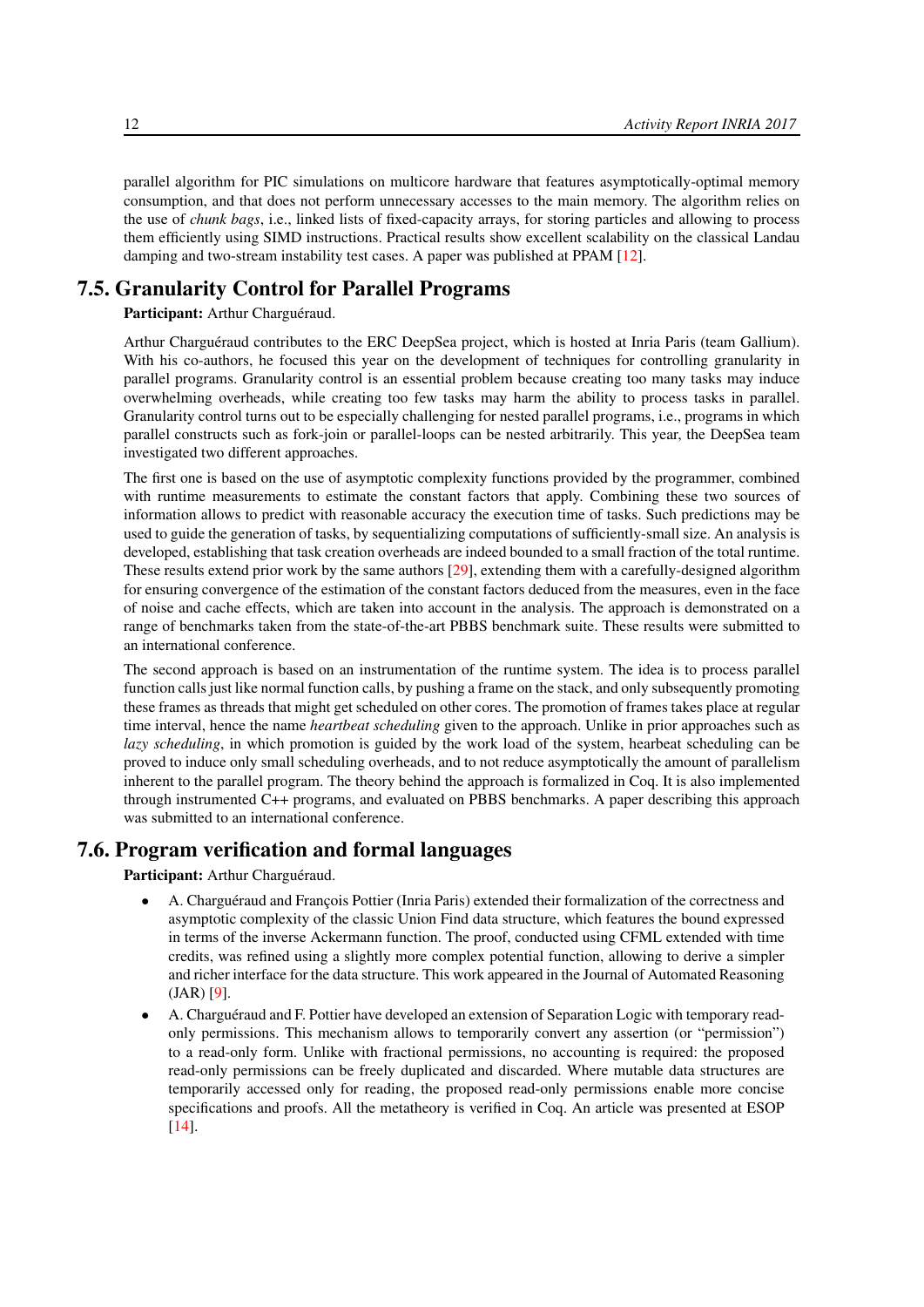parallel algorithm for PIC simulations on multicore hardware that features asymptotically-optimal memory consumption, and that does not perform unnecessary accesses to the main memory. The algorithm relies on the use of *chunk bags*, i.e., linked lists of fixed-capacity arrays, for storing particles and allowing to process them efficiently using SIMD instructions. Practical results show excellent scalability on the classical Landau damping and two-stream instability test cases. A paper was published at PPAM [12].

## 7.5. Granularity Control for Parallel Programs

**Participant:** Arthur Charguéraud.

Arthur Charguéraud contributes to the ERC DeepSea project, which is hosted at Inria Paris (team Gallium). With his co-authors, he focused this year on the development of techniques for controlling granularity in parallel programs. Granularity control is an essential problem because creating too many tasks may induce overwhelming overheads, while creating too few tasks may harm the ability to process tasks in parallel. Granularity control turns out to be especially challenging for nested parallel programs, i.e., programs in which parallel constructs such as fork-join or parallel-loops can be nested arbitrarily. This year, the DeepSea team investigated two different approaches.

The first one is based on the use of asymptotic complexity functions provided by the programmer, combined with runtime measurements to estimate the constant factors that apply. Combining these two sources of information allows to predict with reasonable accuracy the execution time of tasks. Such predictions may be used to guide the generation of tasks, by sequentializing computations of sufficiently-small size. An analysis is developed, establishing that task creation overheads are indeed bounded to a small fraction of the total runtime. These results extend prior work by the same authors [29], extending them with a carefully-designed algorithm for ensuring convergence of the estimation of the constant factors deduced from the measures, even in the face of noise and cache effects, which are taken into account in the analysis. The approach is demonstrated on a range of benchmarks taken from the state-of-the-art PBBS benchmark suite. These results were submitted to an international conference.

The second approach is based on an instrumentation of the runtime system. The idea is to process parallel function calls just like normal function calls, by pushing a frame on the stack, and only subsequently promoting these frames as threads that might get scheduled on other cores. The promotion of frames takes place at regular time interval, hence the name *heartbeat scheduling* given to the approach. Unlike in prior approaches such as *lazy scheduling*, in which promotion is guided by the work load of the system, hearbeat scheduling can be proved to induce only small scheduling overheads, and to not reduce asymptotically the amount of parallelism inherent to the parallel program. The theory behind the approach is formalized in Coq. It is also implemented through instrumented C++ programs, and evaluated on PBBS benchmarks. A paper describing this approach was submitted to an international conference.

## 7.6. Program verification and formal languages

**Participant:** Arthur Charguéraud.

- A. Charguéraud and François Pottier (Inria Paris) extended their formalization of the correctness and asymptotic complexity of the classic Union Find data structure, which features the bound expressed in terms of the inverse Ackermann function. The proof, conducted using CFML extended with time credits, was refined using a slightly more complex potential function, allowing to derive a simpler and richer interface for the data structure. This work appeared in the Journal of Automated Reasoning (JAR) [9].
- A. Charguéraud and F. Pottier have developed an extension of Separation Logic with temporary read-only permissions. This mechanism allows to temporarily convert any assertion (or "permission") to a read-only form. Unlike with fractional permissions, no accounting is required: the proposed read-only permissions can be freely duplicated and discarded. Where mutable data structures are temporarily accessed only for reading, the proposed read-only permissions enable more concise specifications and proofs. All the metatheory is verified in Coq. An article was presented at ESOP [14].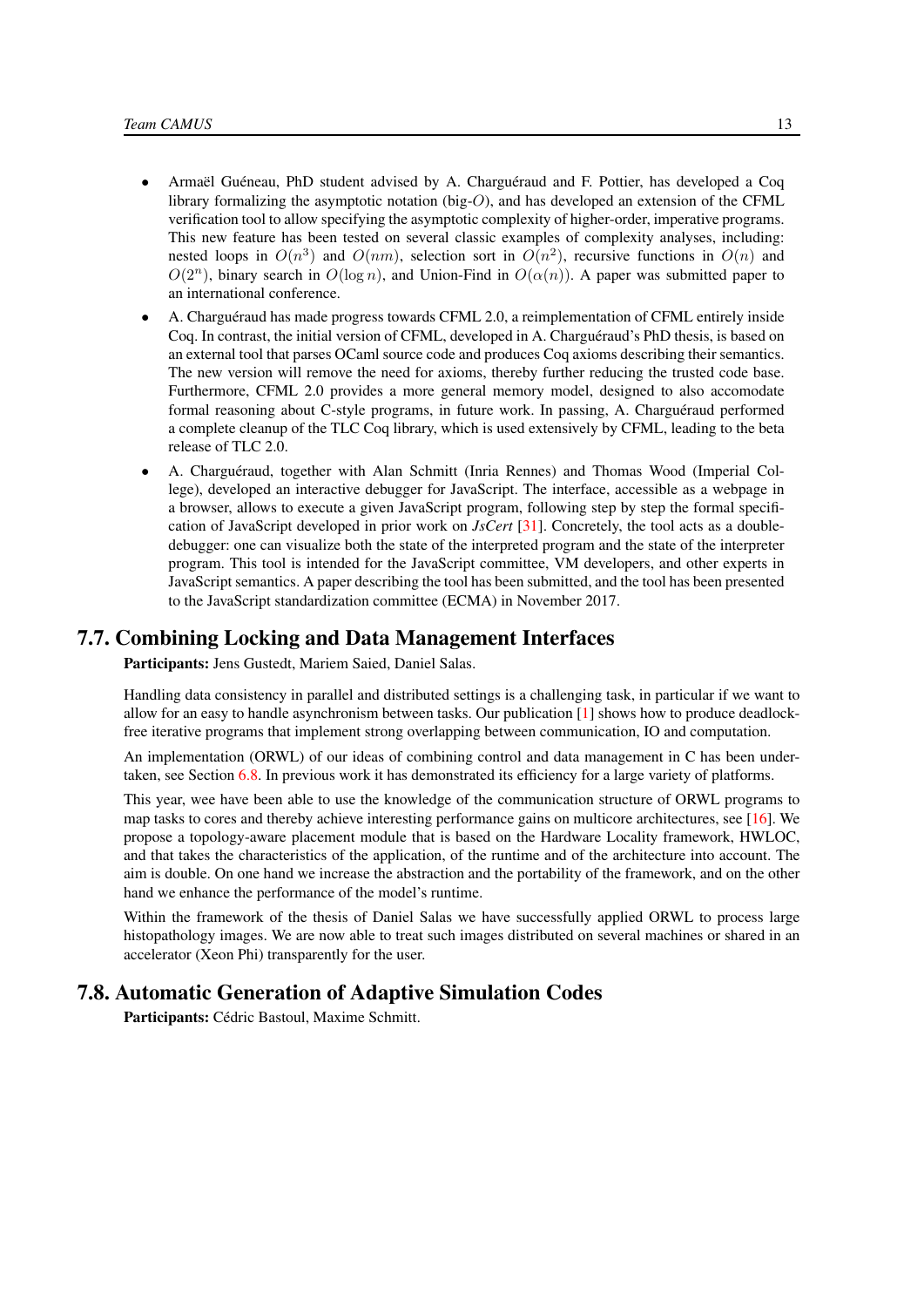- Armaël Guéneau, PhD student advised by A. Charguéraud and F. Pottier, has developed a Coq library formalizing the asymptotic notation (big-$O$), and has developed an extension of the CFML verification tool to allow specifying the asymptotic complexity of higher-order, imperative programs. This new feature has been tested on several classic examples of complexity analyses, including: nested loops in $O(n^3)$ and $O(nm)$, selection sort in $O(n^2)$, recursive functions in $O(n)$ and $O(2^n)$, binary search in $O(\log n)$, and Union-Find in $O(\alpha(n))$. A paper was submitted paper to an international conference.
- A. Charguéraud has made progress towards CFML 2.0, a reimplementation of CFML entirely inside Coq. In contrast, the initial version of CFML, developed in A. Charguéraud's PhD thesis, is based on an external tool that parses OCaml source code and produces Coq axioms describing their semantics. The new version will remove the need for axioms, thereby further reducing the trusted code base. Furthermore, CFML 2.0 provides a more general memory model, designed to also accomodate formal reasoning about C-style programs, in future work. In passing, A. Charguéraud performed a complete cleanup of the TLC Coq library, which is used extensively by CFML, leading to the beta release of TLC 2.0.
- A. Charguéraud, together with Alan Schmitt (Inria Rennes) and Thomas Wood (Imperial College), developed an interactive debugger for JavaScript. The interface, accessible as a webpage in a browser, allows to execute a given JavaScript program, following step by step the formal specification of JavaScript developed in prior work on *JsCert* [31]. Concretely, the tool acts as a double-debugger: one can visualize both the state of the interpreted program and the state of the interpreter program. This tool is intended for the JavaScript committee, VM developers, and other experts in JavaScript semantics. A paper describing the tool has been submitted, and the tool has been presented to the JavaScript standardization committee (ECMA) in November 2017.

## 7.7. Combining Locking and Data Management Interfaces

**Participants:** Jens Gustedt, Mariem Saied, Daniel Salas.

Handling data consistency in parallel and distributed settings is a challenging task, in particular if we want to allow for an easy to handle asynchronism between tasks. Our publication [1] shows how to produce deadlock-free iterative programs that implement strong overlapping between communication, IO and computation.

An implementation (ORWL) of our ideas of combining control and data management in C has been undertaken, see Section 6.8. In previous work it has demonstrated its efficiency for a large variety of platforms.

This year, wee have been able to use the knowledge of the communication structure of ORWL programs to map tasks to cores and thereby achieve interesting performance gains on multicore architectures, see [16]. We propose a topology-aware placement module that is based on the Hardware Locality framework, HWLOC, and that takes the characteristics of the application, of the runtime and of the architecture into account. The aim is double. On one hand we increase the abstraction and the portability of the framework, and on the other hand we enhance the performance of the model's runtime.

Within the framework of the thesis of Daniel Salas we have successfully applied ORWL to process large histopathology images. We are now able to treat such images distributed on several machines or shared in an accelerator (Xeon Phi) transparently for the user.

## 7.8. Automatic Generation of Adaptive Simulation Codes

**Participants:** Cédric Bastoul, Maxime Schmitt.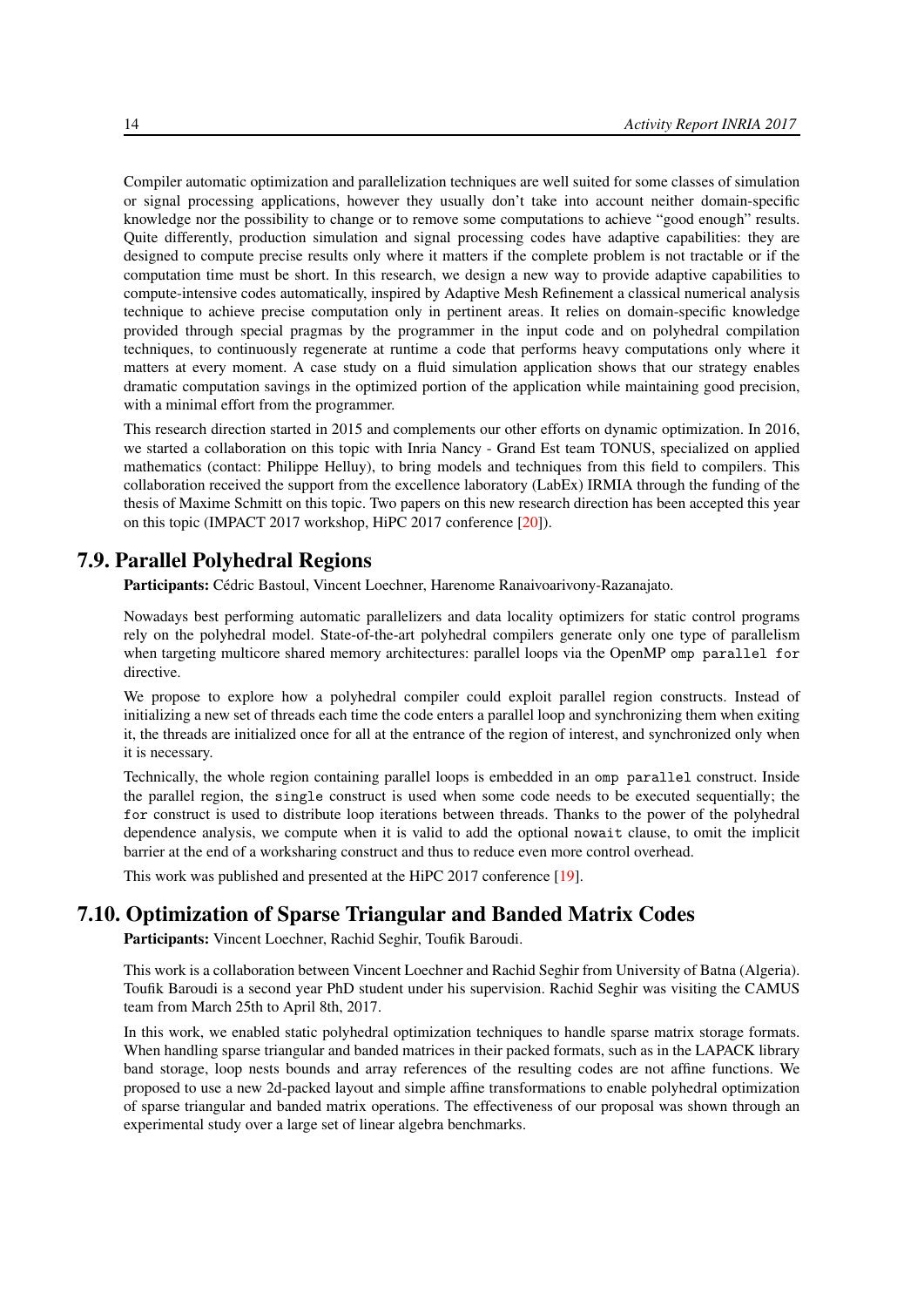Compiler automatic optimization and parallelization techniques are well suited for some classes of simulation or signal processing applications, however they usually don't take into account neither domain-specific knowledge nor the possibility to change or to remove some computations to achieve "good enough" results. Quite differently, production simulation and signal processing codes have adaptive capabilities: they are designed to compute precise results only where it matters if the complete problem is not tractable or if the computation time must be short. In this research, we design a new way to provide adaptive capabilities to compute-intensive codes automatically, inspired by Adaptive Mesh Refinement a classical numerical analysis technique to achieve precise computation only in pertinent areas. It relies on domain-specific knowledge provided through special pragmas by the programmer in the input code and on polyhedral compilation techniques, to continuously regenerate at runtime a code that performs heavy computations only where it matters at every moment. A case study on a fluid simulation application shows that our strategy enables dramatic computation savings in the optimized portion of the application while maintaining good precision, with a minimal effort from the programmer.

This research direction started in 2015 and complements our other efforts on dynamic optimization. In 2016, we started a collaboration on this topic with Inria Nancy - Grand Est team TONUS, specialized on applied mathematics (contact: Philippe Helluy), to bring models and techniques from this field to compilers. This collaboration received the support from the excellence laboratory (LabEx) IRMIA through the funding of the thesis of Maxime Schmitt on this topic. Two papers on this new research direction has been accepted this year on this topic (IMPACT 2017 workshop, HiPC 2017 conference [20]).

## 7.9. Parallel Polyhedral Regions

**Participants:** Cédric Bastoul, Vincent Loechner, Harenome Ranaivoarivony-Razanajato.

Nowadays best performing automatic parallelizers and data locality optimizers for static control programs rely on the polyhedral model. State-of-the-art polyhedral compilers generate only one type of parallelism when targeting multicore shared memory architectures: parallel loops via the OpenMP `omp parallel for` directive.

We propose to explore how a polyhedral compiler could exploit parallel region constructs. Instead of initializing a new set of threads each time the code enters a parallel loop and synchronizing them when exiting it, the threads are initialized once for all at the entrance of the region of interest, and synchronized only when it is necessary.

Technically, the whole region containing parallel loops is embedded in an `omp parallel` construct. Inside the parallel region, the `single` construct is used when some code needs to be executed sequentially; the `for` construct is used to distribute loop iterations between threads. Thanks to the power of the polyhedral dependence analysis, we compute when it is valid to add the optional `nowait` clause, to omit the implicit barrier at the end of a worksharing construct and thus to reduce even more control overhead.

This work was published and presented at the HiPC 2017 conference [19].

## 7.10. Optimization of Sparse Triangular and Banded Matrix Codes

**Participants:** Vincent Loechner, Rachid Seghir, Toufik Baroudi.

This work is a collaboration between Vincent Loechner and Rachid Seghir from University of Batna (Algeria). Toufik Baroudi is a second year PhD student under his supervision. Rachid Seghir was visiting the CAMUS team from March 25th to April 8th, 2017.

In this work, we enabled static polyhedral optimization techniques to handle sparse matrix storage formats. When handling sparse triangular and banded matrices in their packed formats, such as in the LAPACK library band storage, loop nests bounds and array references of the resulting codes are not affine functions. We proposed to use a new 2d-packed layout and simple affine transformations to enable polyhedral optimization of sparse triangular and banded matrix operations. The effectiveness of our proposal was shown through an experimental study over a large set of linear algebra benchmarks.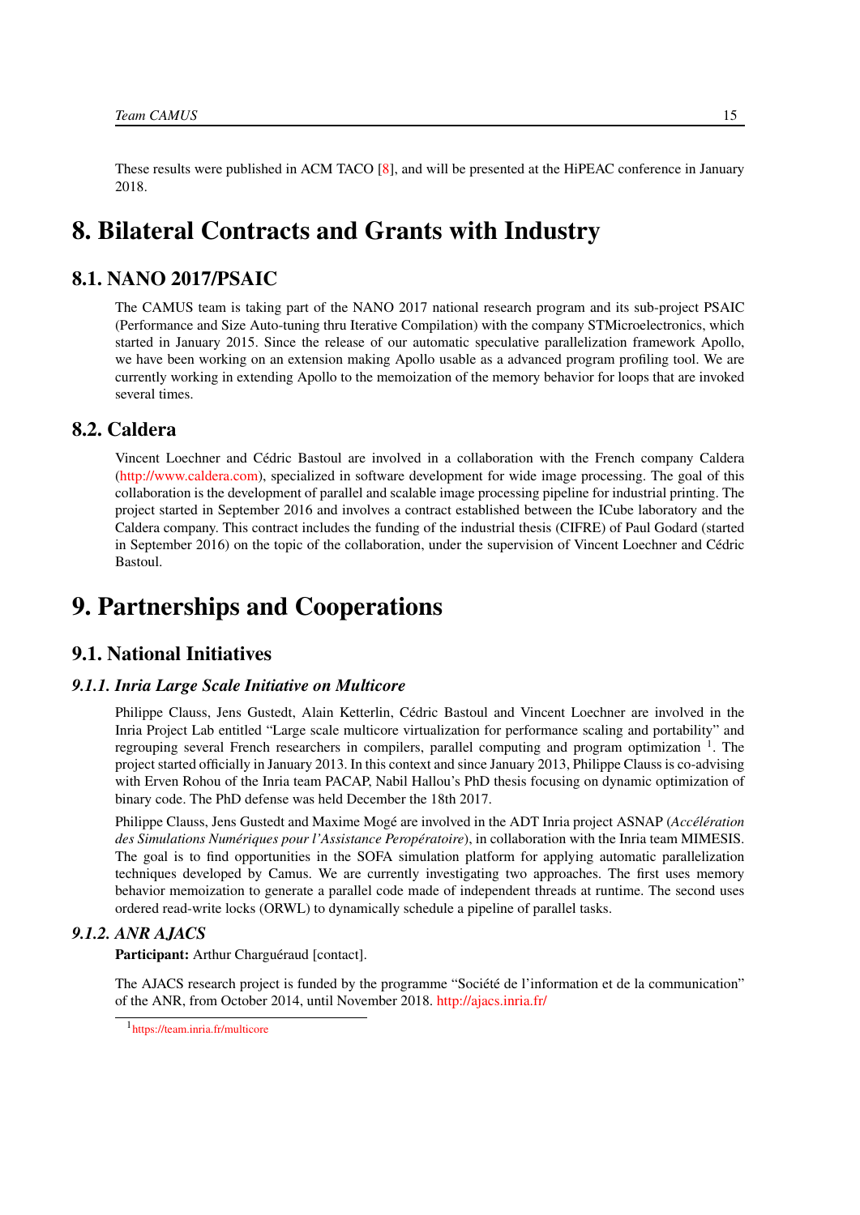These results were published in ACM TACO [8], and will be presented at the HiPEAC conference in January 2018.

# 8. Bilateral Contracts and Grants with Industry

## 8.1. NANO 2017/PSAIC

The CAMUS team is taking part of the NANO 2017 national research program and its sub-project PSAIC (Performance and Size Auto-tuning thru Iterative Compilation) with the company STMicroelectronics, which started in January 2015. Since the release of our automatic speculative parallelization framework Apollo, we have been working on an extension making Apollo usable as a advanced program profiling tool. We are currently working in extending Apollo to the memoization of the memory behavior for loops that are invoked several times.

## 8.2. Caldera

Vincent Loechner and Cédric Bastoul are involved in a collaboration with the French company Caldera (http://www.caldera.com), specialized in software development for wide image processing. The goal of this collaboration is the development of parallel and scalable image processing pipeline for industrial printing. The project started in September 2016 and involves a contract established between the ICube laboratory and the Caldera company. This contract includes the funding of the industrial thesis (CIFRE) of Paul Godard (started in September 2016) on the topic of the collaboration, under the supervision of Vincent Loechner and Cédric Bastoul.

# 9. Partnerships and Cooperations

## 9.1. National Initiatives

### *9.1.1. Inria Large Scale Initiative on Multicore*

Philippe Clauss, Jens Gustedt, Alain Ketterlin, Cédric Bastoul and Vincent Loechner are involved in the Inria Project Lab entitled "Large scale multicore virtualization for performance scaling and portability" and regrouping several French researchers in compilers, parallel computing and program optimization [1]. The project started officially in January 2013. In this context and since January 2013, Philippe Clauss is co-advising with Erven Rohou of the Inria team PACAP, Nabil Hallou's PhD thesis focusing on dynamic optimization of binary code. The PhD defense was held December the 18th 2017.

Philippe Clauss, Jens Gustedt and Maxime Mogé are involved in the ADT Inria project ASNAP (*Accélération des Simulations Numériques pour l'Assistance Peropératoire*), in collaboration with the Inria team MIMESIS. The goal is to find opportunities in the SOFA simulation platform for applying automatic parallelization techniques developed by Camus. We are currently investigating two approaches. The first uses memory behavior memoization to generate a parallel code made of independent threads at runtime. The second uses ordered read-write locks (ORWL) to dynamically schedule a pipeline of parallel tasks.

### *9.1.2. ANR AJACS*

**Participant:** Arthur Charguéraud [contact].

The AJACS research project is funded by the programme "Société de l'information et de la communication" of the ANR, from October 2014, until November 2018. http://ajacs.inria.fr/

[1] https://team.inria.fr/multicore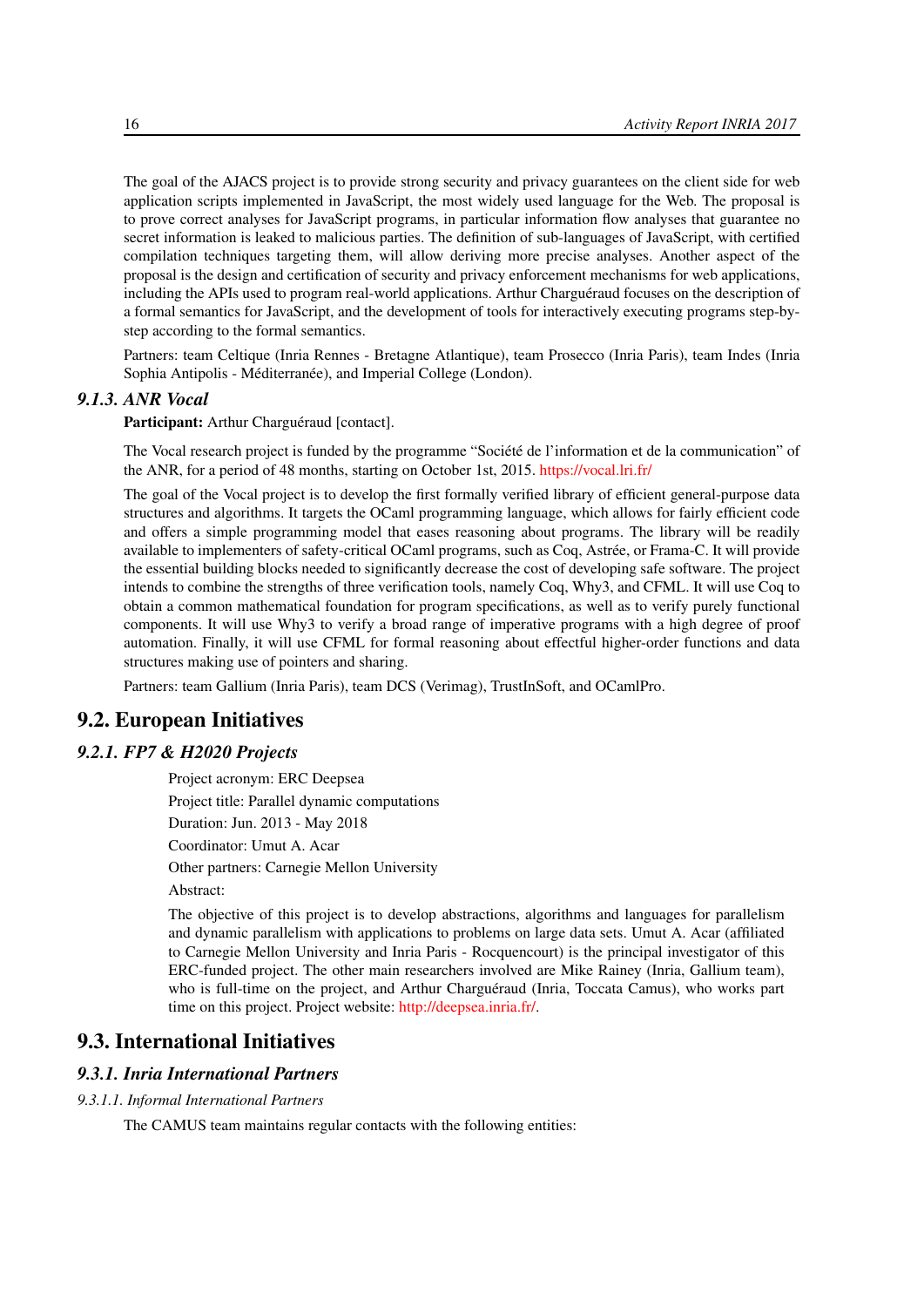The goal of the AJACS project is to provide strong security and privacy guarantees on the client side for web application scripts implemented in JavaScript, the most widely used language for the Web. The proposal is to prove correct analyses for JavaScript programs, in particular information flow analyses that guarantee no secret information is leaked to malicious parties. The definition of sub-languages of JavaScript, with certified compilation techniques targeting them, will allow deriving more precise analyses. Another aspect of the proposal is the design and certification of security and privacy enforcement mechanisms for web applications, including the APIs used to program real-world applications. Arthur Charguéraud focuses on the description of a formal semantics for JavaScript, and the development of tools for interactively executing programs step-by-step according to the formal semantics.

Partners: team Celtique (Inria Rennes - Bretagne Atlantique), team Prosecco (Inria Paris), team Indes (Inria Sophia Antipolis - Méditerranée), and Imperial College (London).

### *9.1.3. ANR Vocal*

**Participant:** Arthur Charguéraud [contact].

The Vocal research project is funded by the programme "Société de l'information et de la communication" of the ANR, for a period of 48 months, starting on October 1st, 2015. https://vocal.lri.fr/

The goal of the Vocal project is to develop the first formally verified library of efficient general-purpose data structures and algorithms. It targets the OCaml programming language, which allows for fairly efficient code and offers a simple programming model that eases reasoning about programs. The library will be readily available to implementers of safety-critical OCaml programs, such as Coq, Astrée, or Frama-C. It will provide the essential building blocks needed to significantly decrease the cost of developing safe software. The project intends to combine the strengths of three verification tools, namely Coq, Why3, and CFML. It will use Coq to obtain a common mathematical foundation for program specifications, as well as to verify purely functional components. It will use Why3 to verify a broad range of imperative programs with a high degree of proof automation. Finally, it will use CFML for formal reasoning about effectful higher-order functions and data structures making use of pointers and sharing.

Partners: team Gallium (Inria Paris), team DCS (Verimag), TrustInSoft, and OCamlPro.

## 9.2. European Initiatives

### *9.2.1. FP7 & H2020 Projects*

Project acronym: ERC Deepsea

Project title: Parallel dynamic computations

Duration: Jun. 2013 - May 2018

Coordinator: Umut A. Acar

Other partners: Carnegie Mellon University

Abstract:

The objective of this project is to develop abstractions, algorithms and languages for parallelism and dynamic parallelism with applications to problems on large data sets. Umut A. Acar (affiliated to Carnegie Mellon University and Inria Paris - Rocquencourt) is the principal investigator of this ERC-funded project. The other main researchers involved are Mike Rainey (Inria, Gallium team), who is full-time on the project, and Arthur Charguéraud (Inria, Toccata Camus), who works part time on this project. Project website: http://deepsea.inria.fr/.

## 9.3. International Initiatives

### *9.3.1. Inria International Partners*

#### *9.3.1.1. Informal International Partners*

The CAMUS team maintains regular contacts with the following entities: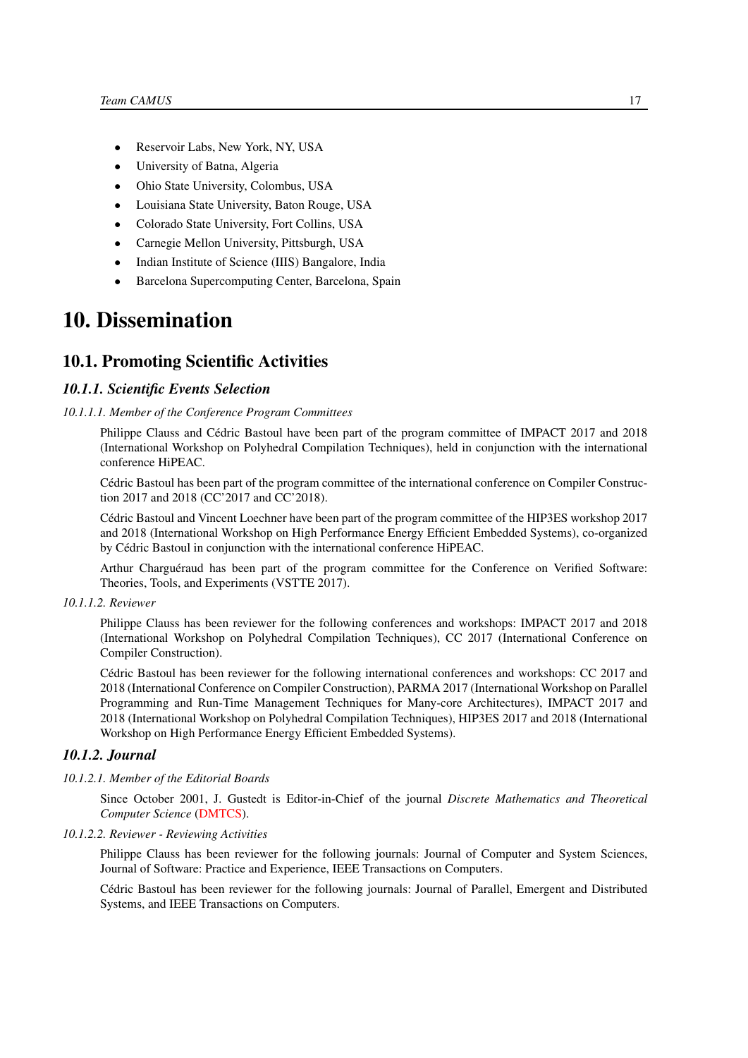- Reservoir Labs, New York, NY, USA
- University of Batna, Algeria
- Ohio State University, Colombus, USA
- Louisiana State University, Baton Rouge, USA
- Colorado State University, Fort Collins, USA
- Carnegie Mellon University, Pittsburgh, USA
- Indian Institute of Science (IIIS) Bangalore, India
- Barcelona Supercomputing Center, Barcelona, Spain

# 10. Dissemination

## 10.1. Promoting Scientific Activities

### 10.1.1. Scientific Events Selection

#### 10.1.1.1. Member of the Conference Program Committees

Philippe Clauss and Cédric Bastoul have been part of the program committee of IMPACT 2017 and 2018 (International Workshop on Polyhedral Compilation Techniques), held in conjunction with the international conference HiPEAC.

Cédric Bastoul has been part of the program committee of the international conference on Compiler Construction 2017 and 2018 (CC'2017 and CC'2018).

Cédric Bastoul and Vincent Loechner have been part of the program committee of the HIP3ES workshop 2017 and 2018 (International Workshop on High Performance Energy Efficient Embedded Systems), co-organized by Cédric Bastoul in conjunction with the international conference HiPEAC.

Arthur Charguéraud has been part of the program committee for the Conference on Verified Software: Theories, Tools, and Experiments (VSTTE 2017).

#### 10.1.1.2. Reviewer

Philippe Clauss has been reviewer for the following conferences and workshops: IMPACT 2017 and 2018 (International Workshop on Polyhedral Compilation Techniques), CC 2017 (International Conference on Compiler Construction).

Cédric Bastoul has been reviewer for the following international conferences and workshops: CC 2017 and 2018 (International Conference on Compiler Construction), PARMA 2017 (International Workshop on Parallel Programming and Run-Time Management Techniques for Many-core Architectures), IMPACT 2017 and 2018 (International Workshop on Polyhedral Compilation Techniques), HIP3ES 2017 and 2018 (International Workshop on High Performance Energy Efficient Embedded Systems).

### 10.1.2. Journal

#### 10.1.2.1. Member of the Editorial Boards

Since October 2001, J. Gustedt is Editor-in-Chief of the journal *Discrete Mathematics and Theoretical Computer Science* (DMTCS).

#### 10.1.2.2. Reviewer - Reviewing Activities

Philippe Clauss has been reviewer for the following journals: Journal of Computer and System Sciences, Journal of Software: Practice and Experience, IEEE Transactions on Computers.

Cédric Bastoul has been reviewer for the following journals: Journal of Parallel, Emergent and Distributed Systems, and IEEE Transactions on Computers.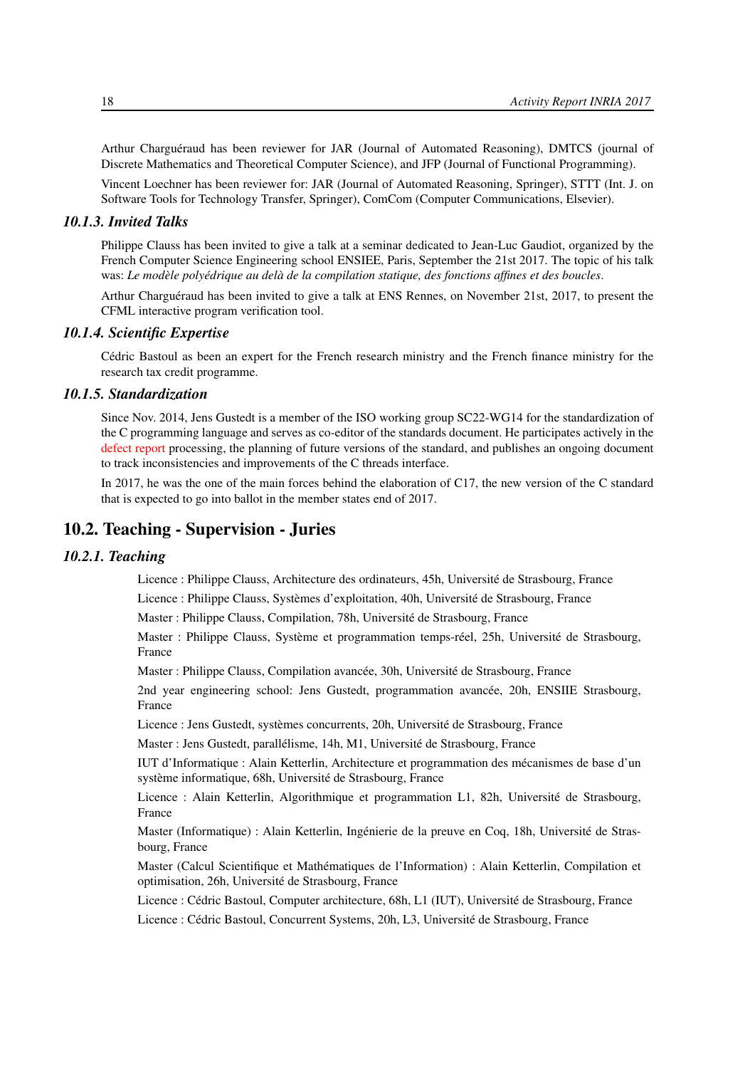Arthur Charguéraud has been reviewer for JAR (Journal of Automated Reasoning), DMTCS (journal of Discrete Mathematics and Theoretical Computer Science), and JFP (Journal of Functional Programming).

Vincent Loechner has been reviewer for: JAR (Journal of Automated Reasoning, Springer), STTT (Int. J. on Software Tools for Technology Transfer, Springer), ComCom (Computer Communications, Elsevier).

### 10.1.3. Invited Talks

Philippe Clauss has been invited to give a talk at a seminar dedicated to Jean-Luc Gaudiot, organized by the French Computer Science Engineering school ENSIEE, Paris, September the 21st 2017. The topic of his talk was: *Le modèle polyédrique au delà de la compilation statique, des fonctions affines et des boucles*.

Arthur Charguéraud has been invited to give a talk at ENS Rennes, on November 21st, 2017, to present the CFML interactive program verification tool.

### 10.1.4. Scientific Expertise

Cédric Bastoul as been an expert for the French research ministry and the French finance ministry for the research tax credit programme.

### 10.1.5. Standardization

Since Nov. 2014, Jens Gustedt is a member of the ISO working group SC22-WG14 for the standardization of the C programming language and serves as co-editor of the standards document. He participates actively in the defect report processing, the planning of future versions of the standard, and publishes an ongoing document to track inconsistencies and improvements of the C threads interface.

In 2017, he was the one of the main forces behind the elaboration of C17, the new version of the C standard that is expected to go into ballot in the member states end of 2017.

## 10.2. Teaching - Supervision - Juries

### 10.2.1. Teaching

Licence : Philippe Clauss, Architecture des ordinateurs, 45h, Université de Strasbourg, France

Licence : Philippe Clauss, Systèmes d'exploitation, 40h, Université de Strasbourg, France

Master : Philippe Clauss, Compilation, 78h, Université de Strasbourg, France

Master : Philippe Clauss, Système et programmation temps-réel, 25h, Université de Strasbourg, France

Master : Philippe Clauss, Compilation avancée, 30h, Université de Strasbourg, France

2nd year engineering school: Jens Gustedt, programmation avancée, 20h, ENSIIE Strasbourg, France

Licence : Jens Gustedt, systèmes concurrents, 20h, Université de Strasbourg, France

Master : Jens Gustedt, parallélisme, 14h, M1, Université de Strasbourg, France

IUT d'Informatique : Alain Ketterlin, Architecture et programmation des mécanismes de base d'un système informatique, 68h, Université de Strasbourg, France

Licence : Alain Ketterlin, Algorithmique et programmation L1, 82h, Université de Strasbourg, France

Master (Informatique) : Alain Ketterlin, Ingénierie de la preuve en Coq, 18h, Université de Strasbourg, France

Master (Calcul Scientifique et Mathématiques de l'Information) : Alain Ketterlin, Compilation et optimisation, 26h, Université de Strasbourg, France

Licence : Cédric Bastoul, Computer architecture, 68h, L1 (IUT), Université de Strasbourg, France

Licence : Cédric Bastoul, Concurrent Systems, 20h, L3, Université de Strasbourg, France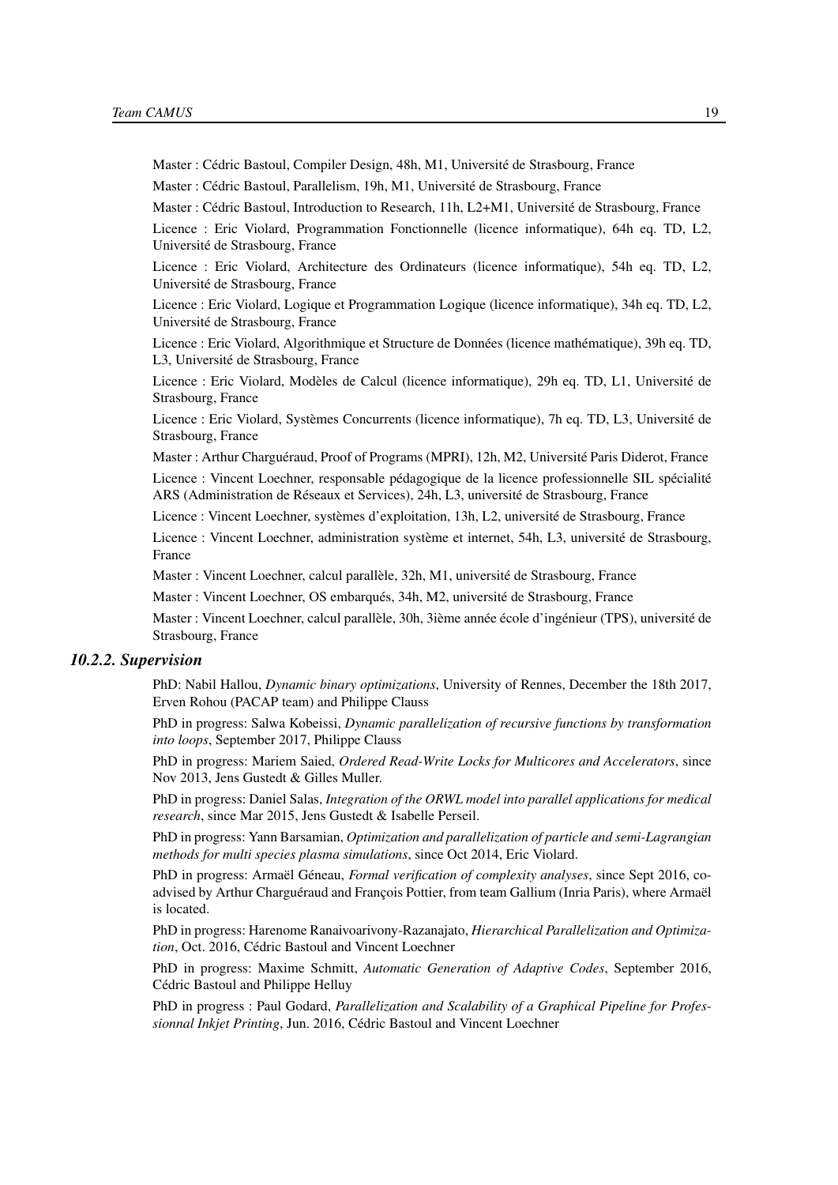Master : Cédric Bastoul, Compiler Design, 48h, M1, Université de Strasbourg, France

Master : Cédric Bastoul, Parallelism, 19h, M1, Université de Strasbourg, France

Master : Cédric Bastoul, Introduction to Research, 11h, L2+M1, Université de Strasbourg, France

Licence : Eric Violard, Programmation Fonctionnelle (licence informatique), 64h eq. TD, L2, Université de Strasbourg, France

Licence : Eric Violard, Architecture des Ordinateurs (licence informatique), 54h eq. TD, L2, Université de Strasbourg, France

Licence : Eric Violard, Logique et Programmation Logique (licence informatique), 34h eq. TD, L2, Université de Strasbourg, France

Licence : Eric Violard, Algorithmique et Structure de Données (licence mathématique), 39h eq. TD, L3, Université de Strasbourg, France

Licence : Eric Violard, Modèles de Calcul (licence informatique), 29h eq. TD, L1, Université de Strasbourg, France

Licence : Eric Violard, Systèmes Concurrents (licence informatique), 7h eq. TD, L3, Université de Strasbourg, France

Master : Arthur Charguéraud, Proof of Programs (MPRI), 12h, M2, Université Paris Diderot, France

Licence : Vincent Loechner, responsable pédagogique de la licence professionnelle SIL spécialité ARS (Administration de Réseaux et Services), 24h, L3, université de Strasbourg, France

Licence : Vincent Loechner, systèmes d'exploitation, 13h, L2, université de Strasbourg, France

Licence : Vincent Loechner, administration système et internet, 54h, L3, université de Strasbourg, France

Master : Vincent Loechner, calcul parallèle, 32h, M1, université de Strasbourg, France

Master : Vincent Loechner, OS embarqués, 34h, M2, université de Strasbourg, France

Master : Vincent Loechner, calcul parallèle, 30h, 3ième année école d'ingénieur (TPS), université de Strasbourg, France

### 10.2.2. Supervision

PhD: Nabil Hallou, *Dynamic binary optimizations*, University of Rennes, December the 18th 2017, Erven Rohou (PACAP team) and Philippe Clauss

PhD in progress: Salwa Kobeissi, *Dynamic parallelization of recursive functions by transformation into loops*, September 2017, Philippe Clauss

PhD in progress: Mariem Saied, *Ordered Read-Write Locks for Multicores and Accelerators*, since Nov 2013, Jens Gustedt & Gilles Muller.

PhD in progress: Daniel Salas, *Integration of the ORWL model into parallel applications for medical research*, since Mar 2015, Jens Gustedt & Isabelle Perseil.

PhD in progress: Yann Barsamian, *Optimization and parallelization of particle and semi-Lagrangian methods for multi species plasma simulations*, since Oct 2014, Eric Violard.

PhD in progress: Armaël Guéneau, *Formal verification of complexity analyses*, since Sept 2016, co-advised by Arthur Charguéraud and François Pottier, from team Gallium (Inria Paris), where Armaël is located.

PhD in progress: Harenome Ranaivoarivony-Razanajato, *Hierarchical Parallelization and Optimization*, Oct. 2016, Cédric Bastoul and Vincent Loechner

PhD in progress: Maxime Schmitt, *Automatic Generation of Adaptive Codes*, September 2016, Cédric Bastoul and Philippe Helluy

PhD in progress : Paul Godard, *Parallelization and Scalability of a Graphical Pipeline for Professionnal Inkjet Printing*, Jun. 2016, Cédric Bastoul and Vincent Loechner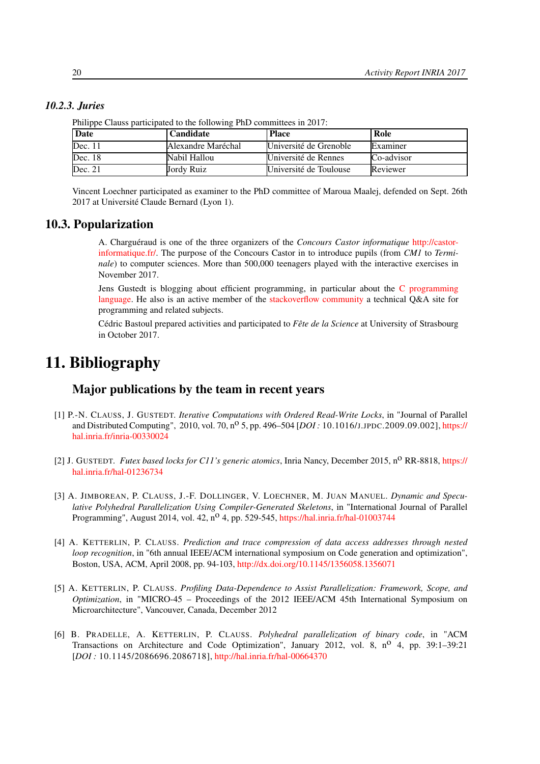### 10.2.3. Juries

Philippe Clauss participated to the following PhD committees in 2017:

| Date | Candidate | Place | Role |
|---|---|---|---|
| Dec. 11 | Alexandre Maréchal | Université de Grenoble | Examiner |
| Dec. 18 | Nabil Hallou | Université de Rennes | Co-advisor |
| Dec. 21 | Jordy Ruiz | Université de Toulouse | Reviewer |

Vincent Loechner participated as examiner to the PhD committee of Maroua Maalej, defended on Sept. 26th 2017 at Université Claude Bernard (Lyon 1).

## 10.3. Popularization

A. Charguéraud is one of the three organizers of the *Concours Castor informatique* http://castor-informatique.fr/. The purpose of the Concours Castor in to introduce pupils (from *CM1* to *Terminale*) to computer sciences. More than 500,000 teenagers played with the interactive exercises in November 2017.

Jens Gustedt is blogging about efficient programming, in particular about the C programming language. He also is an active member of the stackoverflow community a technical Q&A site for programming and related subjects.

Cédric Bastoul prepared activities and participated to *Fête de la Science* at University of Strasbourg in October 2017.

# 11. Bibliography

## Major publications by the team in recent years

[1] P.-N. CLAUSS, J. GUSTEDT. *Iterative Computations with Ordered Read-Write Locks*, in "Journal of Parallel and Distributed Computing", 2010, vol. 70, n° 5, pp. 496–504 [*DOI :* 10.1016/J.JPDC.2009.09.002], https://hal.inria.fr/inria-00330024

[2] J. GUSTEDT. *Futex based locks for C11's generic atomics*, Inria Nancy, December 2015, n° RR-8818, https://hal.inria.fr/hal-01236734

[3] A. JIMBOREAN, P. CLAUSS, J.-F. DOLLINGER, V. LOECHNER, M. JUAN MANUEL. *Dynamic and Speculative Polyhedral Parallelization Using Compiler-Generated Skeletons*, in "International Journal of Parallel Programming", August 2014, vol. 42, n° 4, pp. 529-545, https://hal.inria.fr/hal-01003744

[4] A. KETTERLIN, P. CLAUSS. *Prediction and trace compression of data access addresses through nested loop recognition*, in "6th annual IEEE/ACM international symposium on Code generation and optimization", Boston, USA, ACM, April 2008, pp. 94-103, http://dx.doi.org/10.1145/1356058.1356071

[5] A. KETTERLIN, P. CLAUSS. *Profiling Data-Dependence to Assist Parallelization: Framework, Scope, and Optimization*, in "MICRO-45 – Proceedings of the 2012 IEEE/ACM 45th International Symposium on Microarchitecture", Vancouver, Canada, December 2012

[6] B. PRADELLE, A. KETTERLIN, P. CLAUSS. *Polyhedral parallelization of binary code*, in "ACM Transactions on Architecture and Code Optimization", January 2012, vol. 8, n° 4, pp. 39:1–39:21 [*DOI :* 10.1145/2086696.2086718], http://hal.inria.fr/hal-00664370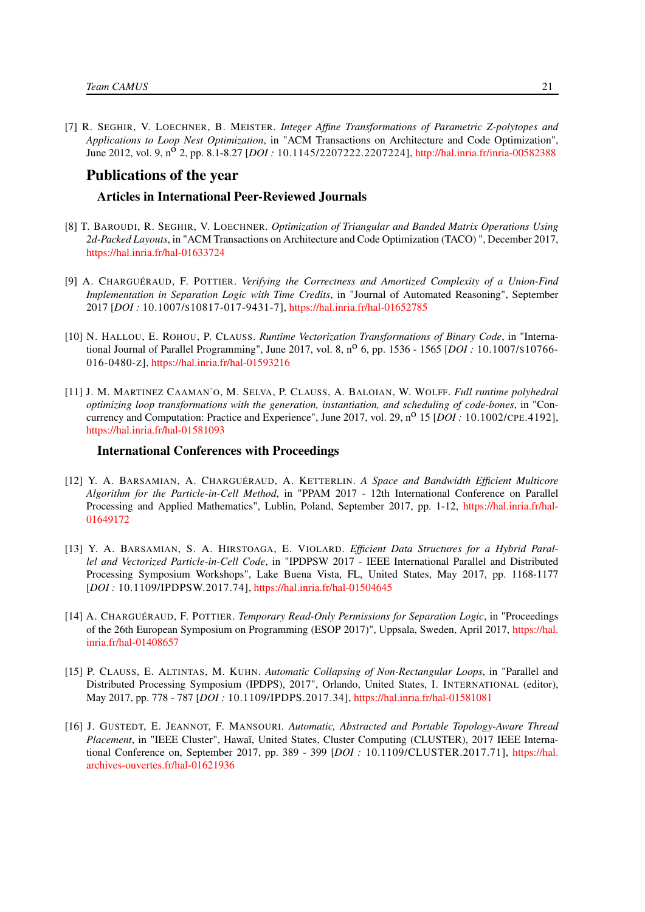[7] R. SEGHIR, V. LOECHNER, B. MEISTER. *Integer Affine Transformations of Parametric Z-polytopes and Applications to Loop Nest Optimization*, in "ACM Transactions on Architecture and Code Optimization", June 2012, vol. 9, n$^{o}$ 2, pp. 8.1-8.27 [*DOI :* 10.1145/2207222.2207224], http://hal.inria.fr/inria-00582388

## Publications of the year

### Articles in International Peer-Reviewed Journals

[8] T. BAROUDI, R. SEGHIR, V. LOECHNER. *Optimization of Triangular and Banded Matrix Operations Using 2d-Packed Layouts*, in "ACM Transactions on Architecture and Code Optimization (TACO) ", December 2017, https://hal.inria.fr/hal-01633724

[9] A. CHARGUÉRAUD, F. POTTIER. *Verifying the Correctness and Amortized Complexity of a Union-Find Implementation in Separation Logic with Time Credits*, in "Journal of Automated Reasoning", September 2017 [*DOI :* 10.1007/S10817-017-9431-7], https://hal.inria.fr/hal-01652785

[10] N. HALLOU, E. ROHOU, P. CLAUSS. *Runtime Vectorization Transformations of Binary Code*, in "International Journal of Parallel Programming", June 2017, vol. 8, n$^{o}$ 6, pp. 1536 - 1565 [*DOI :* 10.1007/S10766-016-0480-Z], https://hal.inria.fr/hal-01593216

[11] J. M. MARTINEZ CAAMAN˜O, M. SELVA, P. CLAUSS, A. BALOIAN, W. WOLFF. *Full runtime polyhedral optimizing loop transformations with the generation, instantiation, and scheduling of code-bones*, in "Concurrency and Computation: Practice and Experience", June 2017, vol. 29, n$^{o}$ 15 [*DOI :* 10.1002/CPE.4192], https://hal.inria.fr/hal-01581093

### International Conferences with Proceedings

[12] Y. A. BARSAMIAN, A. CHARGUÉRAUD, A. KETTERLIN. *A Space and Bandwidth Efficient Multicore Algorithm for the Particle-in-Cell Method*, in "PPAM 2017 - 12th International Conference on Parallel Processing and Applied Mathematics", Lublin, Poland, September 2017, pp. 1-12, https://hal.inria.fr/hal-01649172

[13] Y. A. BARSAMIAN, S. A. HIRSTOAGA, E. VIOLARD. *Efficient Data Structures for a Hybrid Parallel and Vectorized Particle-in-Cell Code*, in "IPDPSW 2017 - IEEE International Parallel and Distributed Processing Symposium Workshops", Lake Buena Vista, FL, United States, May 2017, pp. 1168-1177 [*DOI :* 10.1109/IPDPSW.2017.74], https://hal.inria.fr/hal-01504645

[14] A. CHARGUÉRAUD, F. POTTIER. *Temporary Read-Only Permissions for Separation Logic*, in "Proceedings of the 26th European Symposium on Programming (ESOP 2017)", Uppsala, Sweden, April 2017, https://hal.inria.fr/hal-01408657

[15] P. CLAUSS, E. ALTINTAS, M. KUHN. *Automatic Collapsing of Non-Rectangular Loops*, in "Parallel and Distributed Processing Symposium (IPDPS), 2017", Orlando, United States, I. INTERNATIONAL (editor), May 2017, pp. 778 - 787 [*DOI :* 10.1109/IPDPS.2017.34], https://hal.inria.fr/hal-01581081

[16] J. GUSTEDT, E. JEANNOT, F. MANSOURI. *Automatic, Abstracted and Portable Topology-Aware Thread Placement*, in "IEEE Cluster", Hawaï, United States, Cluster Computing (CLUSTER), 2017 IEEE International Conference on, September 2017, pp. 389 - 399 [*DOI :* 10.1109/CLUSTER.2017.71], https://hal.archives-ouvertes.fr/hal-01621936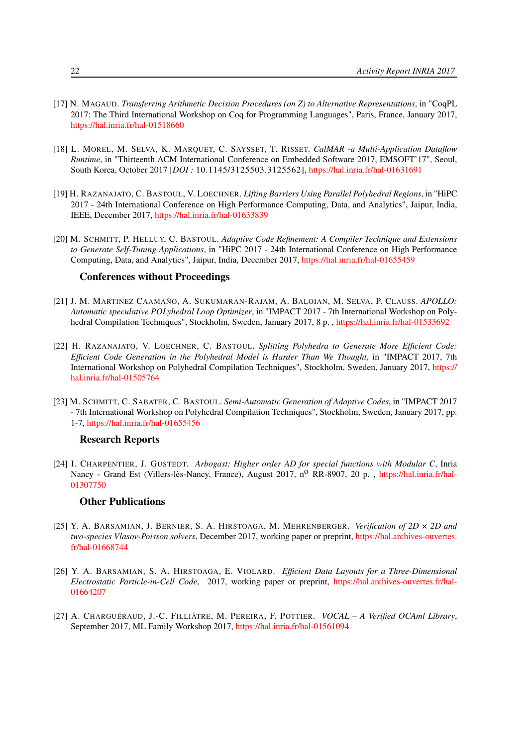[17] N. MAGAUD. *Transferring Arithmetic Decision Procedures (on Z) to Alternative Representations*, in "CoqPL 2017: The Third International Workshop on Coq for Programming Languages", Paris, France, January 2017, https://hal.inria.fr/hal-01518660

[18] L. MOREL, M. SELVA, K. MARQUET, C. SAYSSET, T. RISSET. *CalMAR -a Multi-Application Dataflow Runtime*, in "Thirteenth ACM International Conference on Embedded Software 2017, EMSOFT'17", Seoul, South Korea, October 2017 [*DOI :* 10.1145/3125503.3125562], https://hal.inria.fr/hal-01631691

[19] H. RAZANAJATO, C. BASTOUL, V. LOECHNER. *Lifting Barriers Using Parallel Polyhedral Regions*, in "HiPC 2017 - 24th International Conference on High Performance Computing, Data, and Analytics", Jaipur, India, IEEE, December 2017, https://hal.inria.fr/hal-01633839

[20] M. SCHMITT, P. HELLUY, C. BASTOUL. *Adaptive Code Refinement: A Compiler Technique and Extensions to Generate Self-Tuning Applications*, in "HiPC 2017 - 24th International Conference on High Performance Computing, Data, and Analytics", Jaipur, India, December 2017, https://hal.inria.fr/hal-01655459

### Conferences without Proceedings

[21] J. M. MARTINEZ CAAMAÑO, A. SUKUMARAN-RAJAM, A. BALOIAN, M. SELVA, P. CLAUSS. *APOLLO: Automatic speculative POLyhedral Loop Optimizer*, in "IMPACT 2017 - 7th International Workshop on Polyhedral Compilation Techniques", Stockholm, Sweden, January 2017, 8 p. , https://hal.inria.fr/hal-01533692

[22] H. RAZANAJATO, V. LOECHNER, C. BASTOUL. *Splitting Polyhedra to Generate More Efficient Code: Efficient Code Generation in the Polyhedral Model is Harder Than We Thought*, in "IMPACT 2017, 7th International Workshop on Polyhedral Compilation Techniques", Stockholm, Sweden, January 2017, https://hal.inria.fr/hal-01505764

[23] M. SCHMITT, C. SABATER, C. BASTOUL. *Semi-Automatic Generation of Adaptive Codes*, in "IMPACT 2017 - 7th International Workshop on Polyhedral Compilation Techniques", Stockholm, Sweden, January 2017, pp. 1-7, https://hal.inria.fr/hal-01655456

### Research Reports

[24] I. CHARPENTIER, J. GUSTEDT. *Arbogast: Higher order AD for special functions with Modular C*, Inria Nancy - Grand Est (Villers-lès-Nancy, France), August 2017, n$^{o}$ RR-8907, 20 p. , https://hal.inria.fr/hal-01307750

### Other Publications

[25] Y. A. BARSAMIAN, J. BERNIER, S. A. HIRSTOAGA, M. MEHRENBERGER. *Verification of 2D × 2D and two-species Vlasov-Poisson solvers*, December 2017, working paper or preprint, https://hal.archives-ouvertes.fr/hal-01668744

[26] Y. A. BARSAMIAN, S. A. HIRSTOAGA, E. VIOLARD. *Efficient Data Layouts for a Three-Dimensional Electrostatic Particle-in-Cell Code*, 2017, working paper or preprint, https://hal.archives-ouvertes.fr/hal-01664207

[27] A. CHARGUÉRAUD, J.-C. FILLIÂTRE, M. PEREIRA, F. POTTIER. *VOCAL – A Verified OCAml Library*, September 2017, ML Family Workshop 2017, https://hal.inria.fr/hal-01561094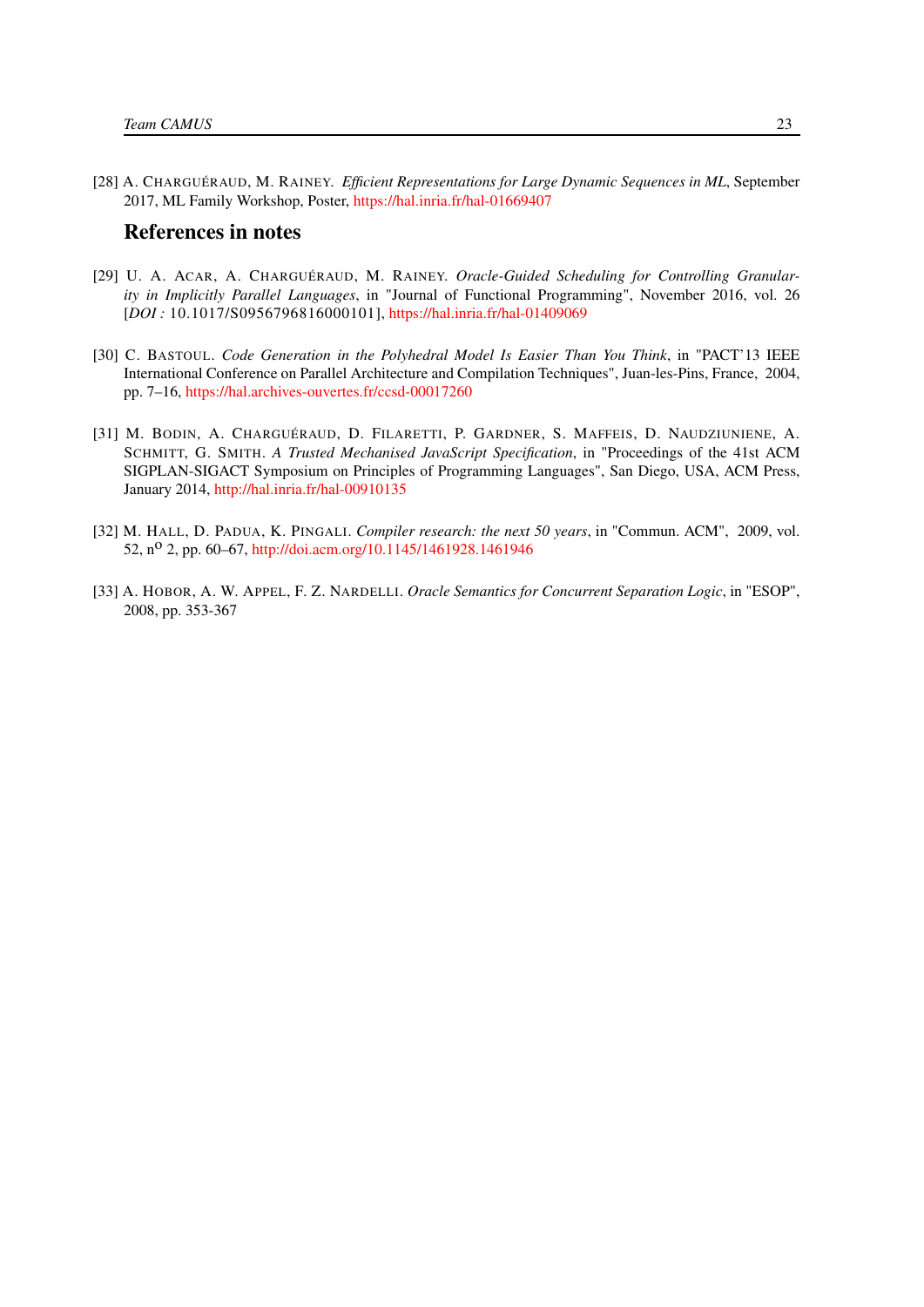[28] A. CHARGUÉRAUD, M. RAINEY. *Efficient Representations for Large Dynamic Sequences in ML*, September 2017, ML Family Workshop, Poster, https://hal.inria.fr/hal-01669407

## References in notes

[29] U. A. ACAR, A. CHARGUÉRAUD, M. RAINEY. *Oracle-Guided Scheduling for Controlling Granularity in Implicitly Parallel Languages*, in "Journal of Functional Programming", November 2016, vol. 26 [*DOI :* 10.1017/S0956796816000101], https://hal.inria.fr/hal-01409069

[30] C. BASTOUL. *Code Generation in the Polyhedral Model Is Easier Than You Think*, in "PACT'13 IEEE International Conference on Parallel Architecture and Compilation Techniques", Juan-les-Pins, France, 2004, pp. 7–16, https://hal.archives-ouvertes.fr/ccsd-00017260

[31] M. BODIN, A. CHARGUÉRAUD, D. FILARETTI, P. GARDNER, S. MAFFEIS, D. NAUDZIUNIENE, A. SCHMITT, G. SMITH. *A Trusted Mechanised JavaScript Specification*, in "Proceedings of the 41st ACM SIGPLAN-SIGACT Symposium on Principles of Programming Languages", San Diego, USA, ACM Press, January 2014, http://hal.inria.fr/hal-00910135

[32] M. HALL, D. PADUA, K. PINGALI. *Compiler research: the next 50 years*, in "Commun. ACM", 2009, vol. 52, n$^{o}$ 2, pp. 60–67, http://doi.acm.org/10.1145/1461928.1461946

[33] A. HOBOR, A. W. APPEL, F. Z. NARDELLI. *Oracle Semantics for Concurrent Separation Logic*, in "ESOP", 2008, pp. 353-367